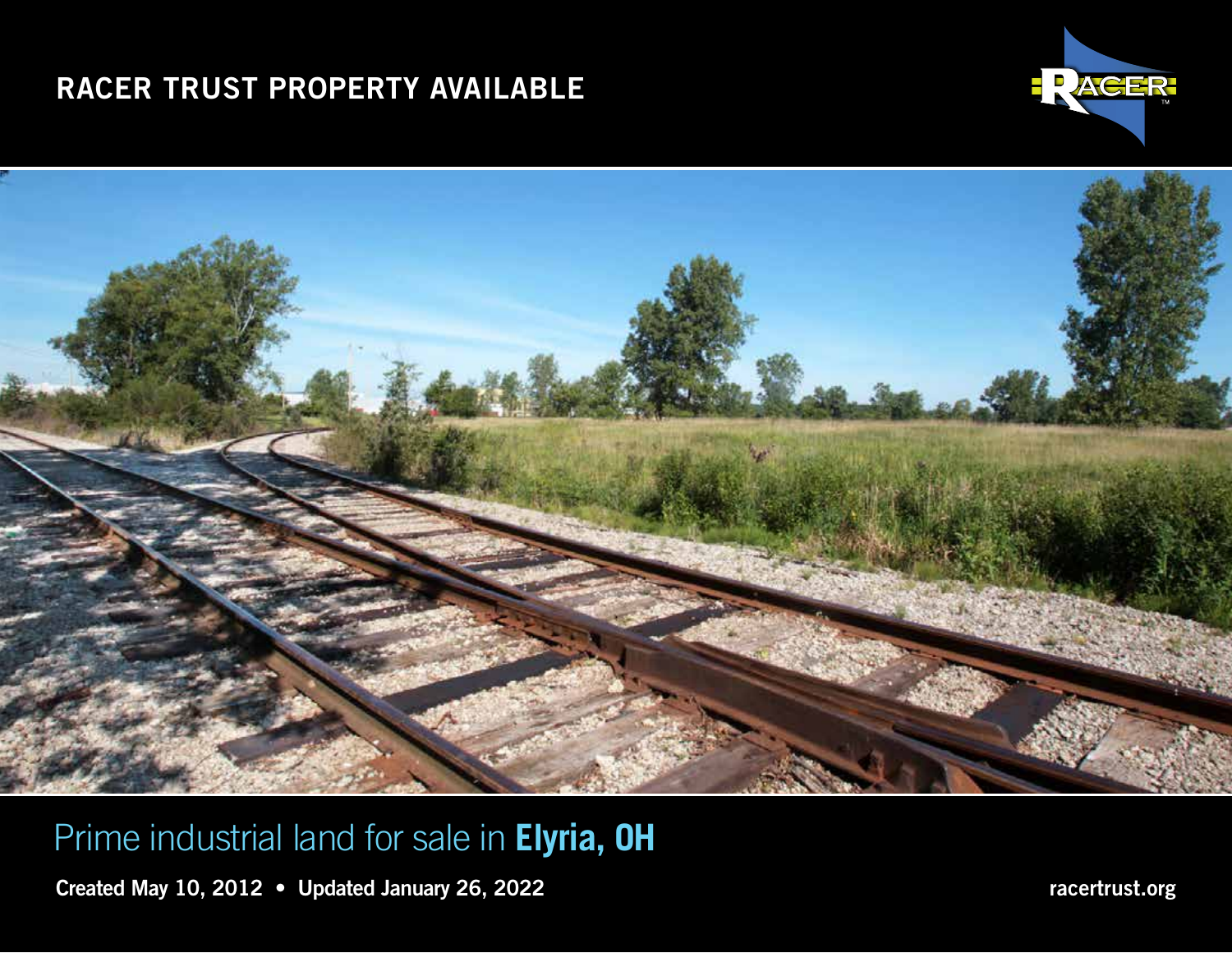# RACER TRUST PROPERTY AVAILABLE

RACER

## Prime industrial land for sale in **Elyria, OH**

**Created May 10, 2012 • Updated January 26, 2022**

**racertrust.org**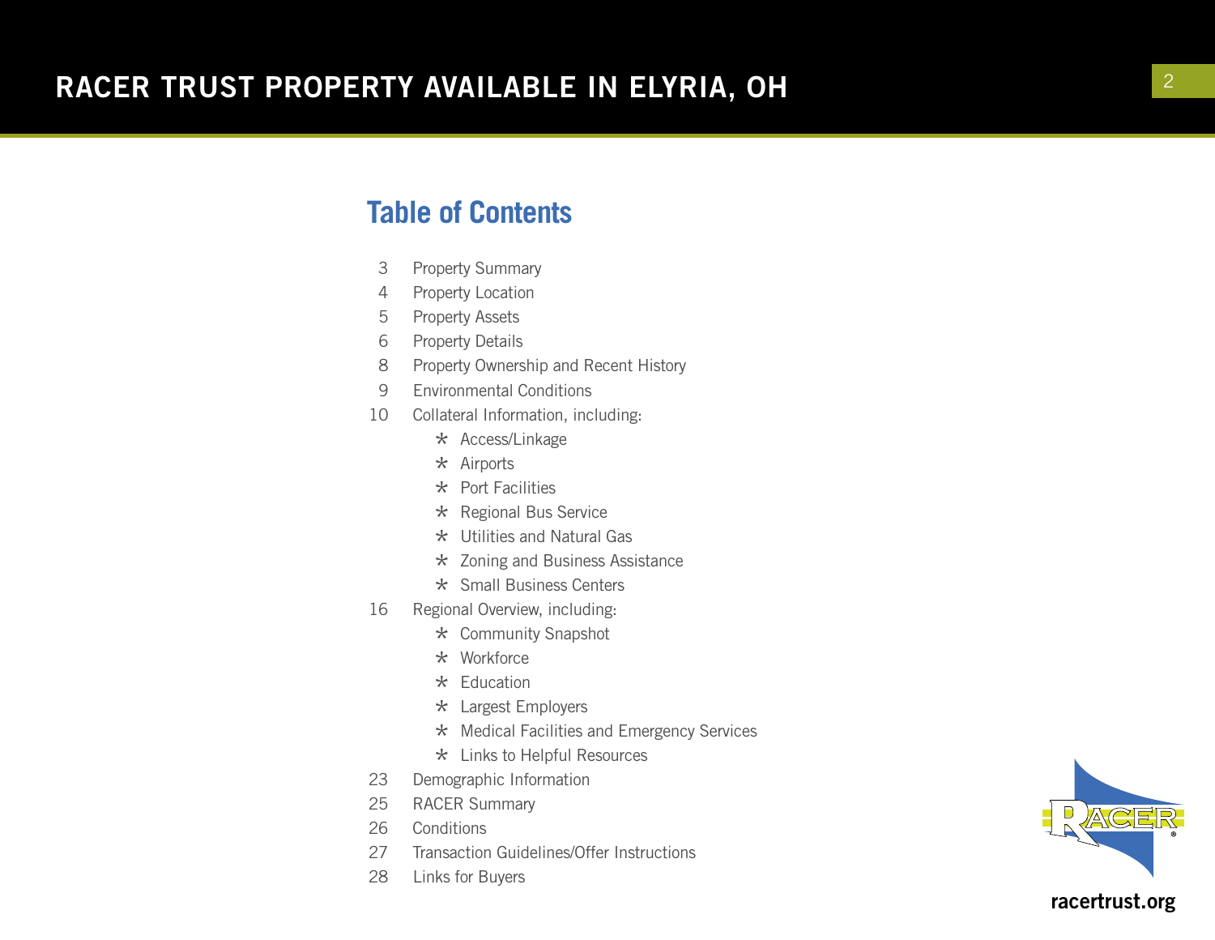## Table of Contents

3 Property Summary

4 Property Location

5 Property Assets

6 Property Details

8 Property Ownership and Recent History

9 Environmental Conditions

10 Collateral Information, including:

- Access/Linkage
- Airports
- Port Facilities
- Regional Bus Service
- Utilities and Natural Gas
- Zoning and Business Assistance
- Small Business Centers

16 Regional Overview, including:

- Community Snapshot
- Workforce
- Education
- Largest Employers
- Medical Facilities and Emergency Services
- Links to Helpful Resources

23 Demographic Information

25 RACER Summary

26 Conditions

27 Transaction Guidelines/Offer Instructions

28 Links for Buyers

racertrust.org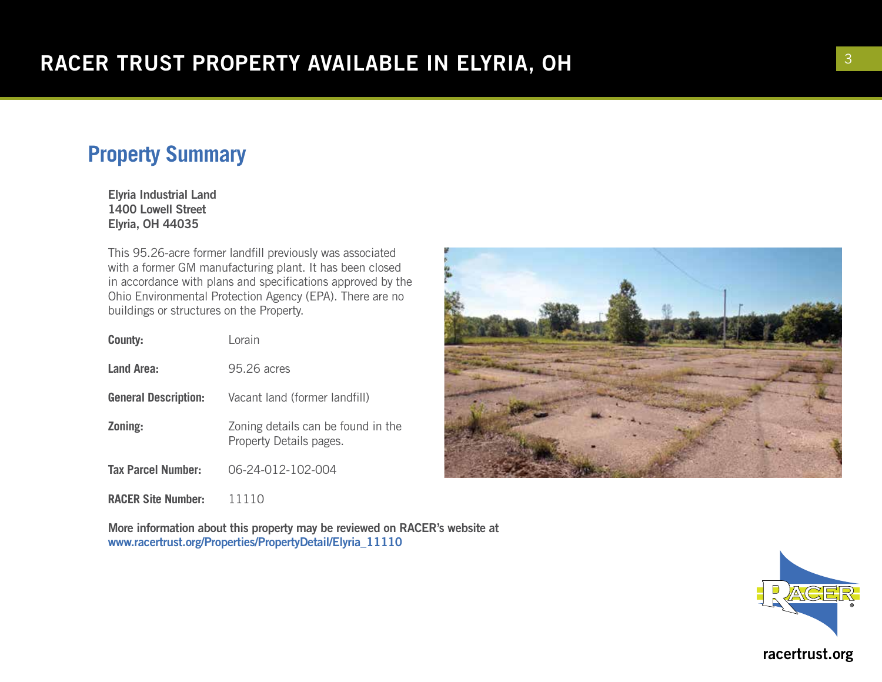# RACER TRUST PROPERTY AVAILABLE IN ELYRIA, OH

## Property Summary

**Elyria Industrial Land**
**1400 Lowell Street**
**Elyria, OH 44035**

This 95.26-acre former landfill previously was associated with a former GM manufacturing plant. It has been closed in accordance with plans and specifications approved by the Ohio Environmental Protection Agency (EPA). There are no buildings or structures on the Property.

| | |
|---|---|
| **County:** | Lorain |
| **Land Area:** | 95.26 acres |
| **General Description:** | Vacant land (former landfill) |
| **Zoning:** | Zoning details can be found in the Property Details pages. |
| **Tax Parcel Number:** | 06-24-012-102-004 |
| **RACER Site Number:** | 11110 |

**More information about this property may be reviewed on RACER's website at**
**www.racertrust.org/Properties/PropertyDetail/Elyria_11110**

racertrust.org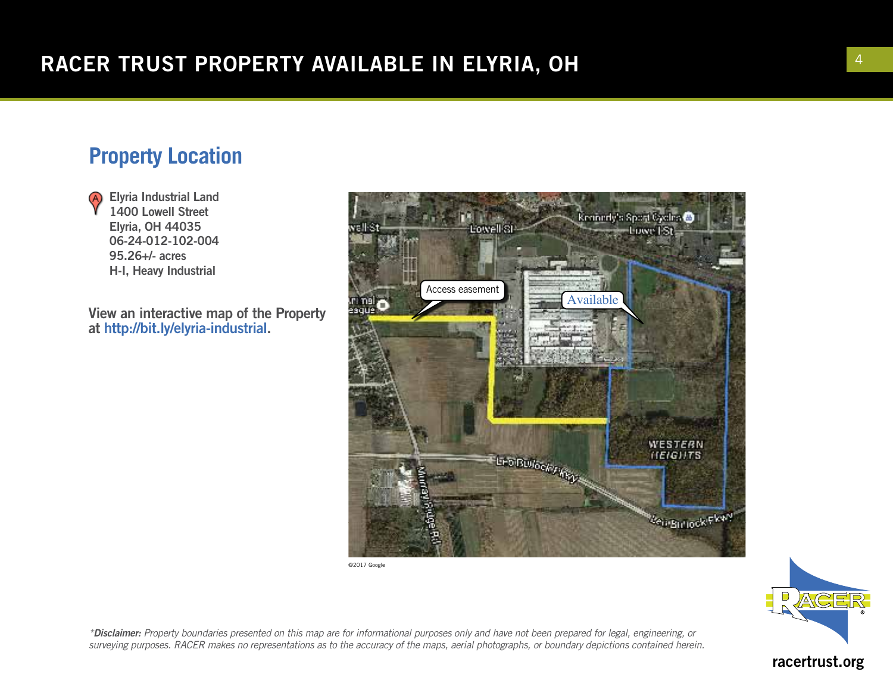# RACER TRUST PROPERTY AVAILABLE IN ELYRIA, OH

## Property Location

Elyria Industrial Land
1400 Lowell Street
Elyria, OH 44035
06-24-012-102-004
95.26+/- acres
H-I, Heavy Industrial

View an interactive map of the Property at http://bit.ly/elyria-industrial.

©2017 Google

*Disclaimer:* Property boundaries presented on this map are for informational purposes only and have not been prepared for legal, engineering, or surveying purposes. RACER makes no representations as to the accuracy of the maps, aerial photographs, or boundary depictions contained herein.

racertrust.org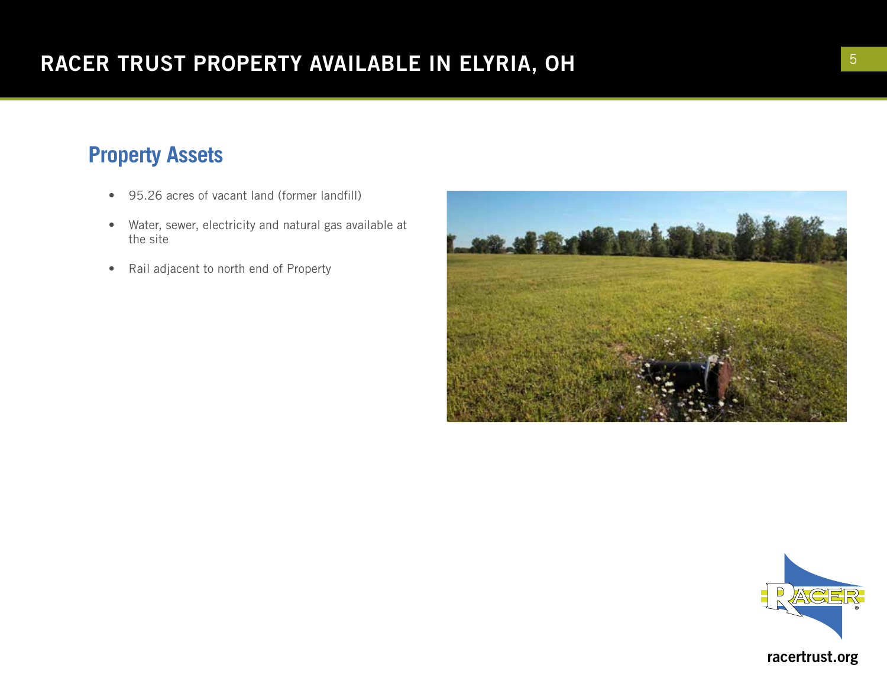## Property Assets

- 95.26 acres of vacant land (former landfill)
- Water, sewer, electricity and natural gas available at the site
- Rail adjacent to north end of Property

racertrust.org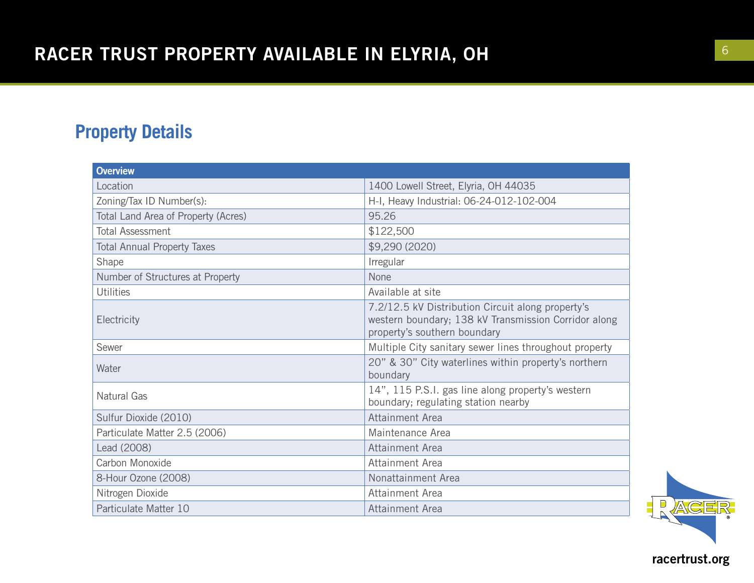## Property Details

| Overview | |
|---|---|
| Location | 1400 Lowell Street, Elyria, OH 44035 |
| Zoning/Tax ID Number(s): | H-I, Heavy Industrial: 06-24-012-102-004 |
| Total Land Area of Property (Acres) | 95.26 |
| Total Assessment | $122,500 |
| Total Annual Property Taxes | $9,290 (2020) |
| Shape | Irregular |
| Number of Structures at Property | None |
| Utilities | Available at site |
| Electricity | 7.2/12.5 kV Distribution Circuit along property's western boundary; 138 kV Transmission Corridor along property's southern boundary |
| Sewer | Multiple City sanitary sewer lines throughout property |
| Water | 20" & 30" City waterlines within property's northern boundary |
| Natural Gas | 14", 115 P.S.I. gas line along property's western boundary; regulating station nearby |
| Sulfur Dioxide (2010) | Attainment Area |
| Particulate Matter 2.5 (2006) | Maintenance Area |
| Lead (2008) | Attainment Area |
| Carbon Monoxide | Attainment Area |
| 8-Hour Ozone (2008) | Nonattainment Area |
| Nitrogen Dioxide | Attainment Area |
| Particulate Matter 10 | Attainment Area |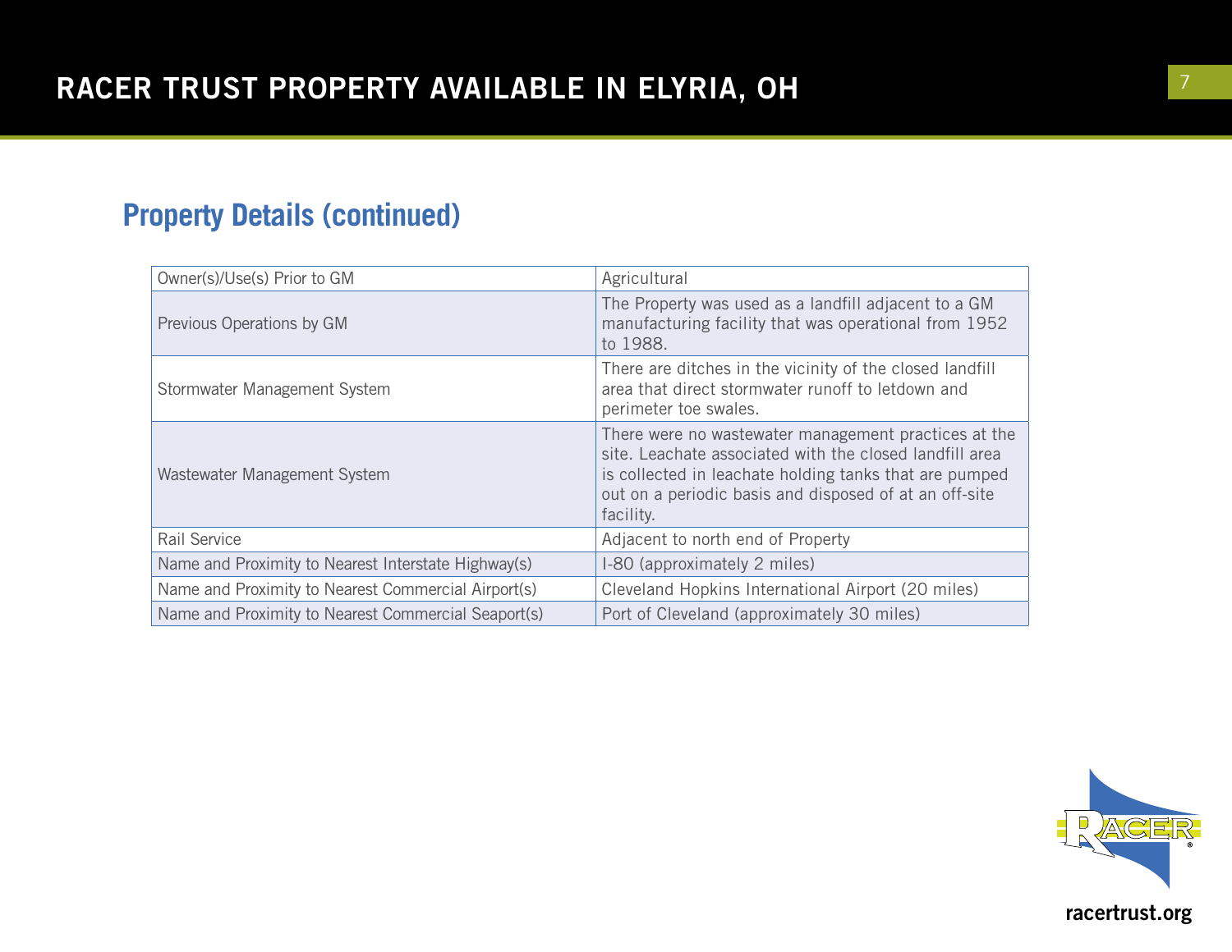## Property Details (continued)

| | |
|---|---|
| Owner(s)/Use(s) Prior to GM | Agricultural |
| Previous Operations by GM | The Property was used as a landfill adjacent to a GM manufacturing facility that was operational from 1952 to 1988. |
| Stormwater Management System | There are ditches in the vicinity of the closed landfill area that direct stormwater runoff to letdown and perimeter toe swales. |
| Wastewater Management System | There were no wastewater management practices at the site. Leachate associated with the closed landfill area is collected in leachate holding tanks that are pumped out on a periodic basis and disposed of at an off-site facility. |
| Rail Service | Adjacent to north end of Property |
| Name and Proximity to Nearest Interstate Highway(s) | I-80 (approximately 2 miles) |
| Name and Proximity to Nearest Commercial Airport(s) | Cleveland Hopkins International Airport (20 miles) |
| Name and Proximity to Nearest Commercial Seaport(s) | Port of Cleveland (approximately 30 miles) |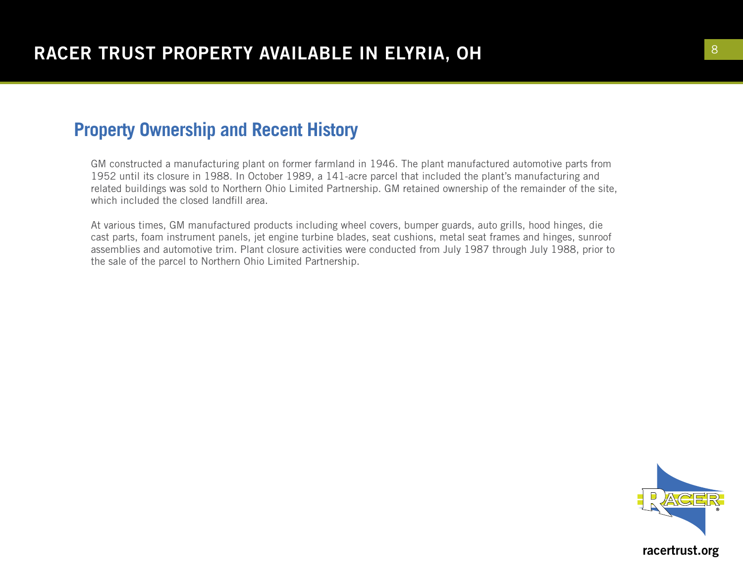## Property Ownership and Recent History

GM constructed a manufacturing plant on former farmland in 1946. The plant manufactured automotive parts from 1952 until its closure in 1988. In October 1989, a 141-acre parcel that included the plant's manufacturing and related buildings was sold to Northern Ohio Limited Partnership. GM retained ownership of the remainder of the site, which included the closed landfill area.

At various times, GM manufactured products including wheel covers, bumper guards, auto grills, hood hinges, die cast parts, foam instrument panels, jet engine turbine blades, seat cushions, metal seat frames and hinges, sunroof assemblies and automotive trim. Plant closure activities were conducted from July 1987 through July 1988, prior to the sale of the parcel to Northern Ohio Limited Partnership.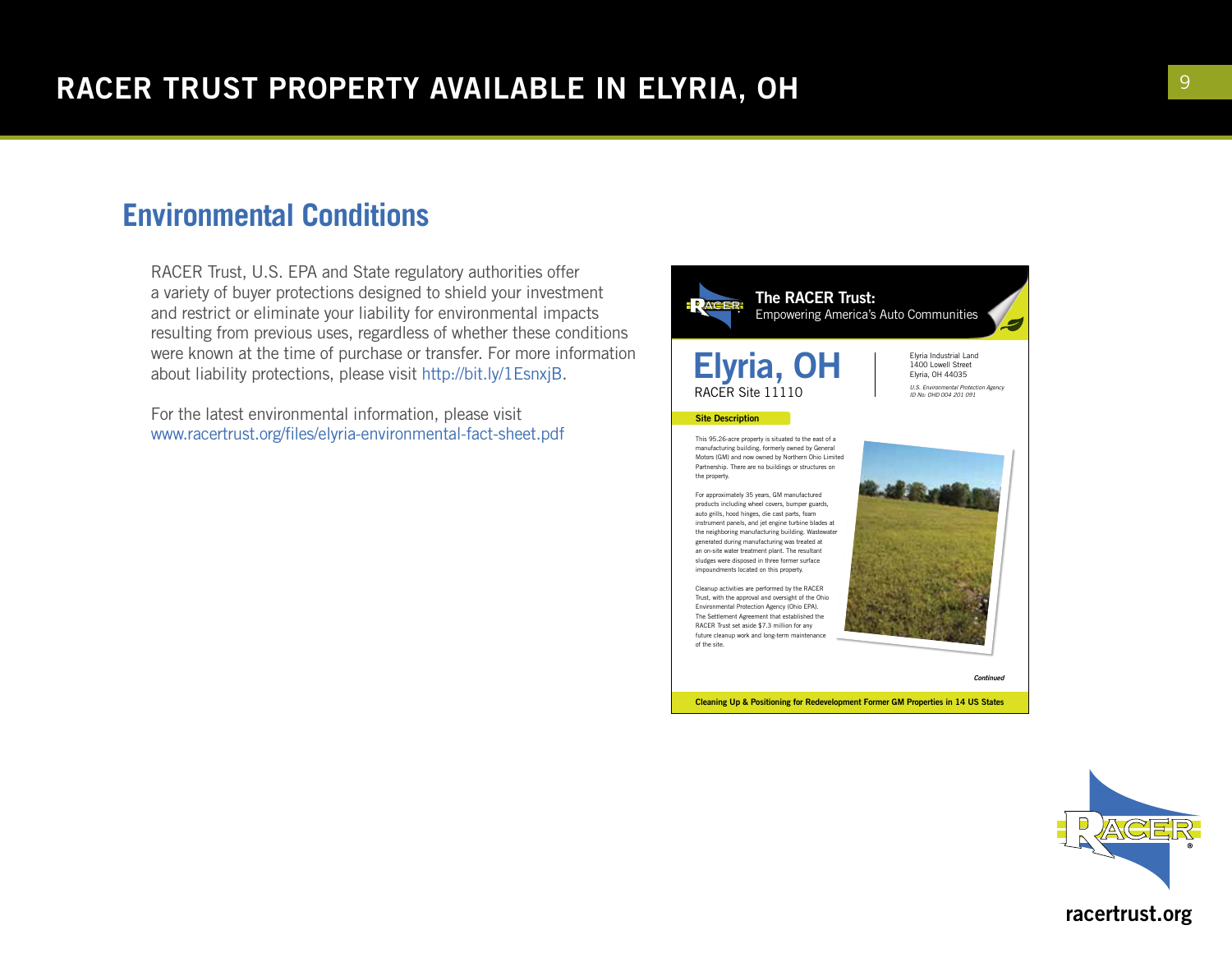# RACER TRUST PROPERTY AVAILABLE IN ELYRIA, OH

## Environmental Conditions

RACER Trust, U.S. EPA and State regulatory authorities offer a variety of buyer protections designed to shield your investment and restrict or eliminate your liability for environmental impacts resulting from previous uses, regardless of whether these conditions were known at the time of purchase or transfer. For more information about liability protections, please visit http://bit.ly/1EsnxjB.

For the latest environmental information, please visit www.racertrust.org/files/elyria-environmental-fact-sheet.pdf

**The RACER Trust:**
Empowering America's Auto Communities

# Elyria, OH

RACER Site 11110

Elyria Industrial Land
1400 Lowell Street
Elyria, OH 44035

*U.S. Environmental Protection Agency ID No: OHD 004 201 091*

**Site Description**

This 95.26-acre property is situated to the east of a manufacturing building, formerly owned by General Motors (GM) and now owned by Northern Ohio Limited Partnership. There are no buildings or structures on the property.

For approximately 35 years, GM manufactured products including wheel covers, bumper guards, auto grills, hood hinges, die cast parts, foam instrument panels, and jet engine turbine blades at the neighboring manufacturing building. Wastewater generated during manufacturing was treated at an on-site water treatment plant. The resultant sludges were disposed in three former surface impoundments located on this property.

Cleanup activities are performed by the RACER Trust, with the approval and oversight of the Ohio Environmental Protection Agency (Ohio EPA). The Settlement Agreement that established the RACER Trust set aside $7.3 million for any future cleanup work and long-term maintenance of the site.

*Continued*

**Cleaning Up & Positioning for Redevelopment Former GM Properties in 14 US States**

racertrust.org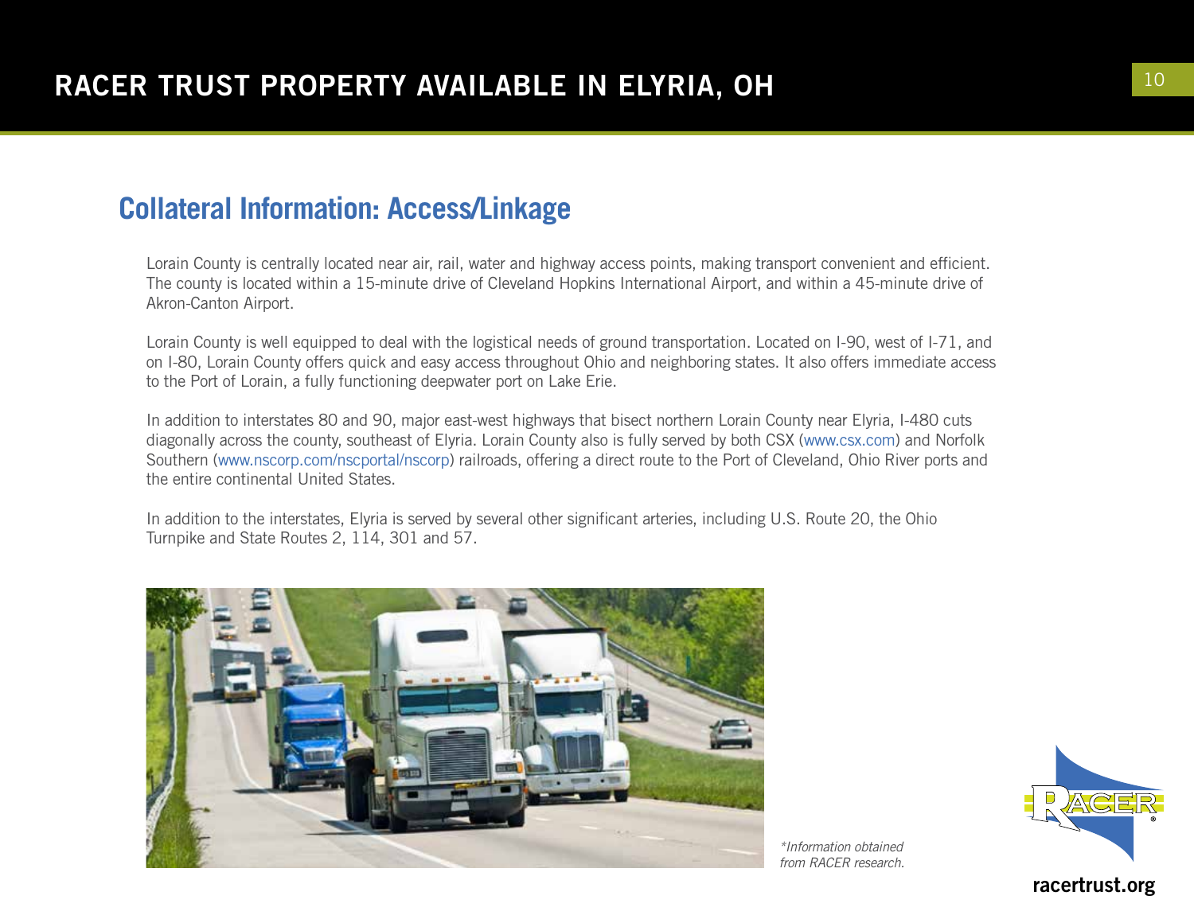## Collateral Information: Access/Linkage

Lorain County is centrally located near air, rail, water and highway access points, making transport convenient and efficient. The county is located within a 15-minute drive of Cleveland Hopkins International Airport, and within a 45-minute drive of Akron-Canton Airport.

Lorain County is well equipped to deal with the logistical needs of ground transportation. Located on I-90, west of I-71, and on I-80, Lorain County offers quick and easy access throughout Ohio and neighboring states. It also offers immediate access to the Port of Lorain, a fully functioning deepwater port on Lake Erie.

In addition to interstates 80 and 90, major east-west highways that bisect northern Lorain County near Elyria, I-480 cuts diagonally across the county, southeast of Elyria. Lorain County also is fully served by both CSX (www.csx.com) and Norfolk Southern (www.nscorp.com/nscportal/nscorp) railroads, offering a direct route to the Port of Cleveland, Ohio River ports and the entire continental United States.

In addition to the interstates, Elyria is served by several other significant arteries, including U.S. Route 20, the Ohio Turnpike and State Routes 2, 114, 301 and 57.

*\*Information obtained from RACER research.*

racertrust.org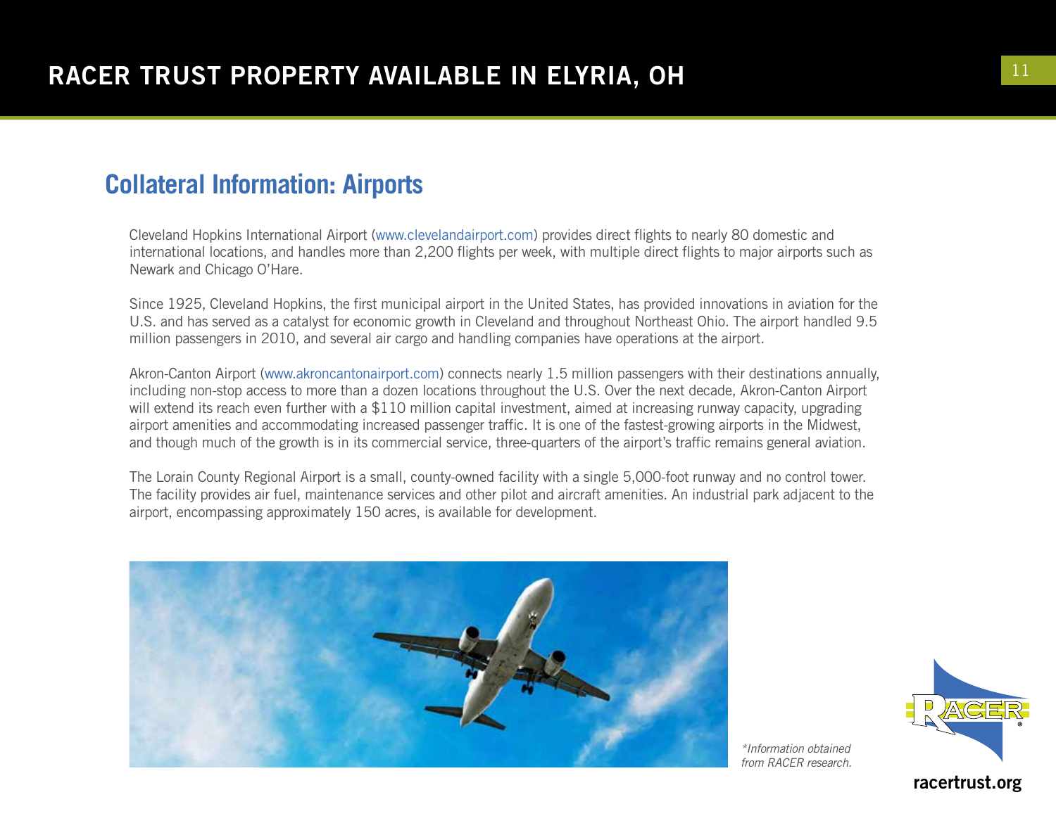## Collateral Information: Airports

Cleveland Hopkins International Airport (www.clevelandairport.com) provides direct flights to nearly 80 domestic and international locations, and handles more than 2,200 flights per week, with multiple direct flights to major airports such as Newark and Chicago O'Hare.

Since 1925, Cleveland Hopkins, the first municipal airport in the United States, has provided innovations in aviation for the U.S. and has served as a catalyst for economic growth in Cleveland and throughout Northeast Ohio. The airport handled 9.5 million passengers in 2010, and several air cargo and handling companies have operations at the airport.

Akron-Canton Airport (www.akroncantonairport.com) connects nearly 1.5 million passengers with their destinations annually, including non-stop access to more than a dozen locations throughout the U.S. Over the next decade, Akron-Canton Airport will extend its reach even further with a $110 million capital investment, aimed at increasing runway capacity, upgrading airport amenities and accommodating increased passenger traffic. It is one of the fastest-growing airports in the Midwest, and though much of the growth is in its commercial service, three-quarters of the airport's traffic remains general aviation.

The Lorain County Regional Airport is a small, county-owned facility with a single 5,000-foot runway and no control tower. The facility provides air fuel, maintenance services and other pilot and aircraft amenities. An industrial park adjacent to the airport, encompassing approximately 150 acres, is available for development.

*\*Information obtained from RACER research.*

racertrust.org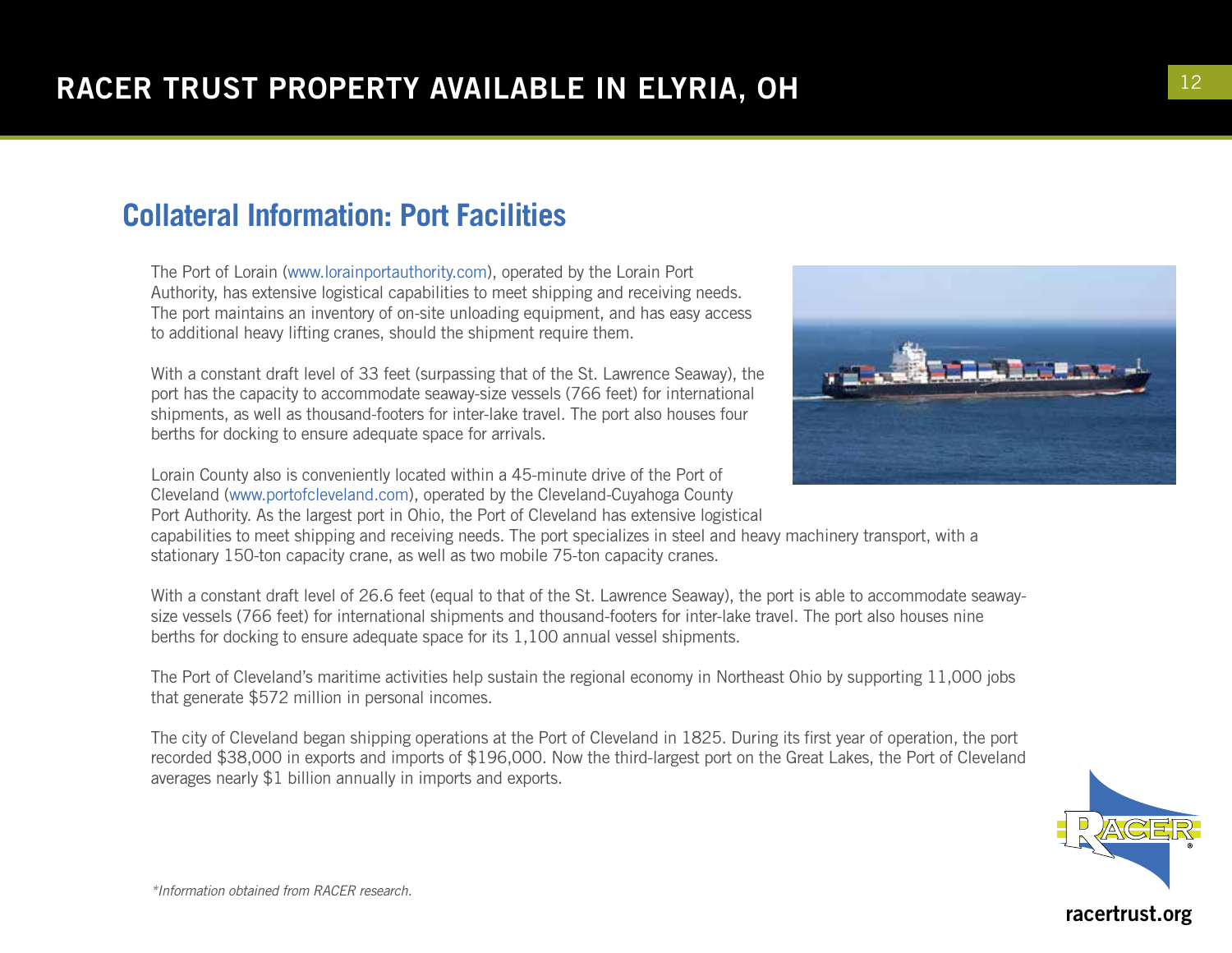## Collateral Information: Port Facilities

The Port of Lorain (www.lorainportauthority.com), operated by the Lorain Port Authority, has extensive logistical capabilities to meet shipping and receiving needs. The port maintains an inventory of on-site unloading equipment, and has easy access to additional heavy lifting cranes, should the shipment require them.

With a constant draft level of 33 feet (surpassing that of the St. Lawrence Seaway), the port has the capacity to accommodate seaway-size vessels (766 feet) for international shipments, as well as thousand-footers for inter-lake travel. The port also houses four berths for docking to ensure adequate space for arrivals.

Lorain County also is conveniently located within a 45-minute drive of the Port of Cleveland (www.portofcleveland.com), operated by the Cleveland-Cuyahoga County Port Authority. As the largest port in Ohio, the Port of Cleveland has extensive logistical capabilities to meet shipping and receiving needs. The port specializes in steel and heavy machinery transport, with a stationary 150-ton capacity crane, as well as two mobile 75-ton capacity cranes.

With a constant draft level of 26.6 feet (equal to that of the St. Lawrence Seaway), the port is able to accommodate seaway-size vessels (766 feet) for international shipments and thousand-footers for inter-lake travel. The port also houses nine berths for docking to ensure adequate space for its 1,100 annual vessel shipments.

The Port of Cleveland's maritime activities help sustain the regional economy in Northeast Ohio by supporting 11,000 jobs that generate $572 million in personal incomes.

The city of Cleveland began shipping operations at the Port of Cleveland in 1825. During its first year of operation, the port recorded $38,000 in exports and imports of $196,000. Now the third-largest port on the Great Lakes, the Port of Cleveland averages nearly $1 billion annually in imports and exports.

*Information obtained from RACER research.*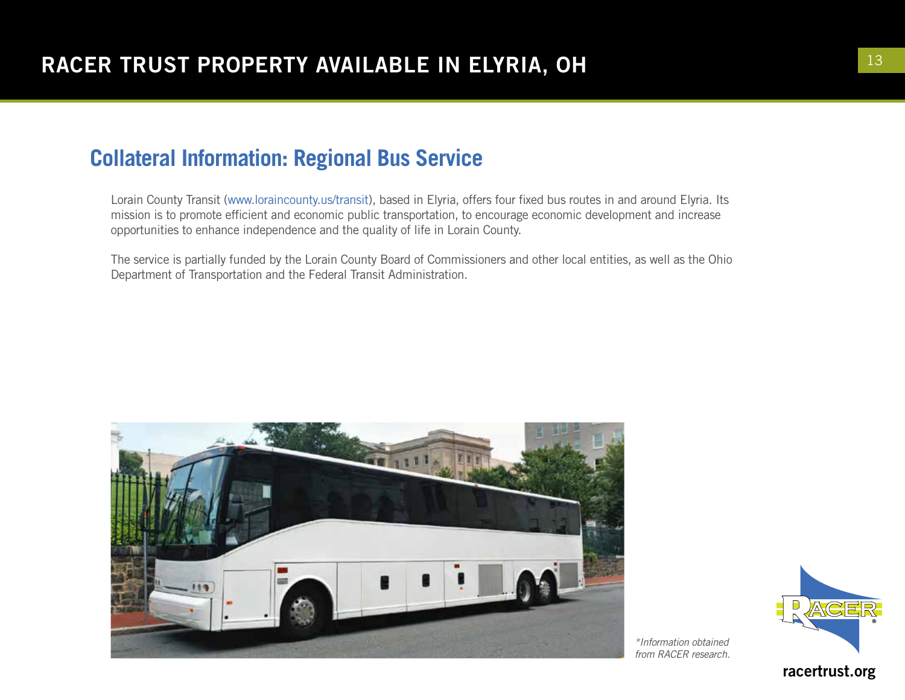## Collateral Information: Regional Bus Service

Lorain County Transit (www.loraincounty.us/transit), based in Elyria, offers four fixed bus routes in and around Elyria. Its mission is to promote efficient and economic public transportation, to encourage economic development and increase opportunities to enhance independence and the quality of life in Lorain County.

The service is partially funded by the Lorain County Board of Commissioners and other local entities, as well as the Ohio Department of Transportation and the Federal Transit Administration.

*\*Information obtained from RACER research.*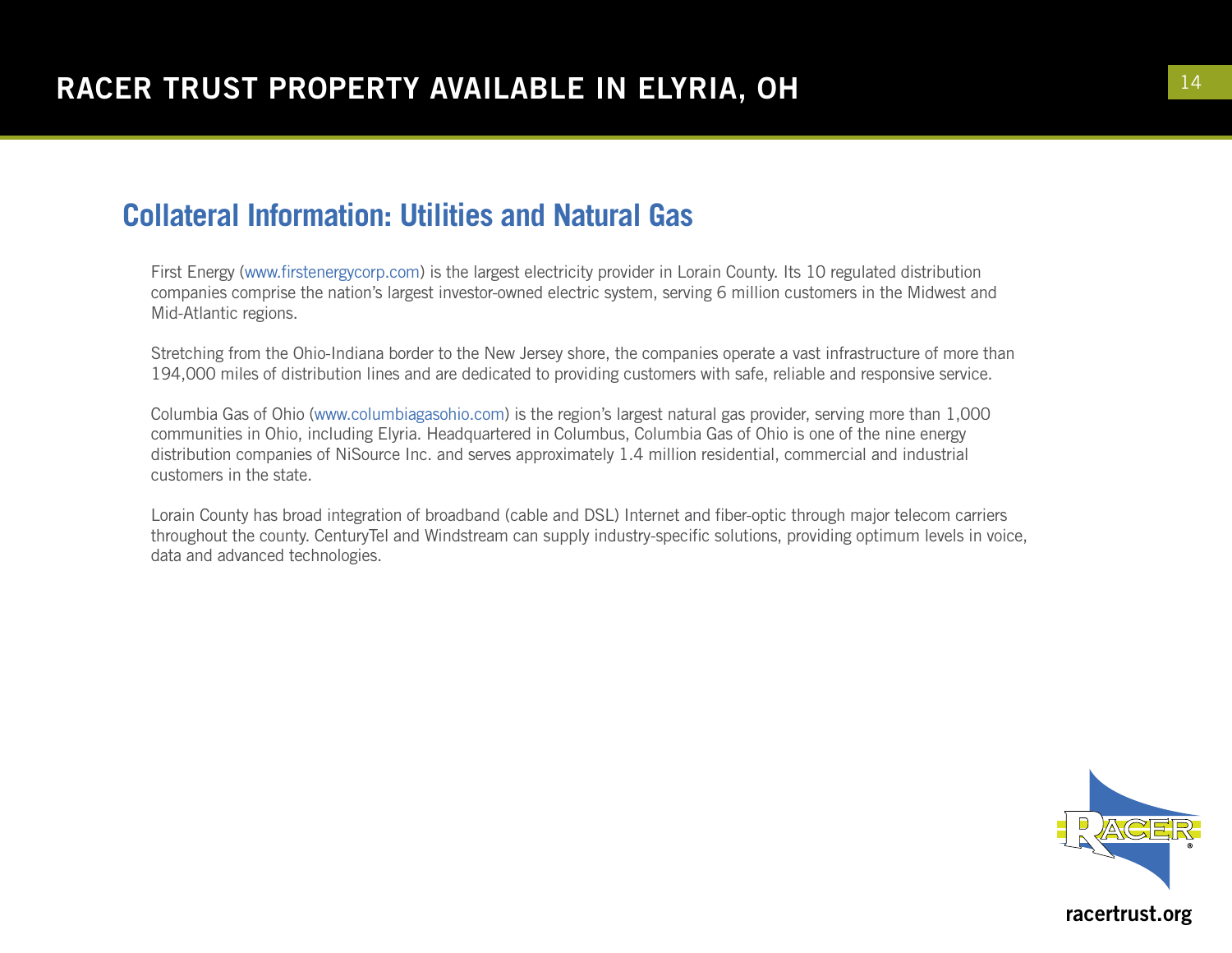## Collateral Information: Utilities and Natural Gas

First Energy (www.firstenergycorp.com) is the largest electricity provider in Lorain County. Its 10 regulated distribution companies comprise the nation's largest investor-owned electric system, serving 6 million customers in the Midwest and Mid-Atlantic regions.

Stretching from the Ohio-Indiana border to the New Jersey shore, the companies operate a vast infrastructure of more than 194,000 miles of distribution lines and are dedicated to providing customers with safe, reliable and responsive service.

Columbia Gas of Ohio (www.columbiagasohio.com) is the region's largest natural gas provider, serving more than 1,000 communities in Ohio, including Elyria. Headquartered in Columbus, Columbia Gas of Ohio is one of the nine energy distribution companies of NiSource Inc. and serves approximately 1.4 million residential, commercial and industrial customers in the state.

Lorain County has broad integration of broadband (cable and DSL) Internet and fiber-optic through major telecom carriers throughout the county. CenturyTel and Windstream can supply industry-specific solutions, providing optimum levels in voice, data and advanced technologies.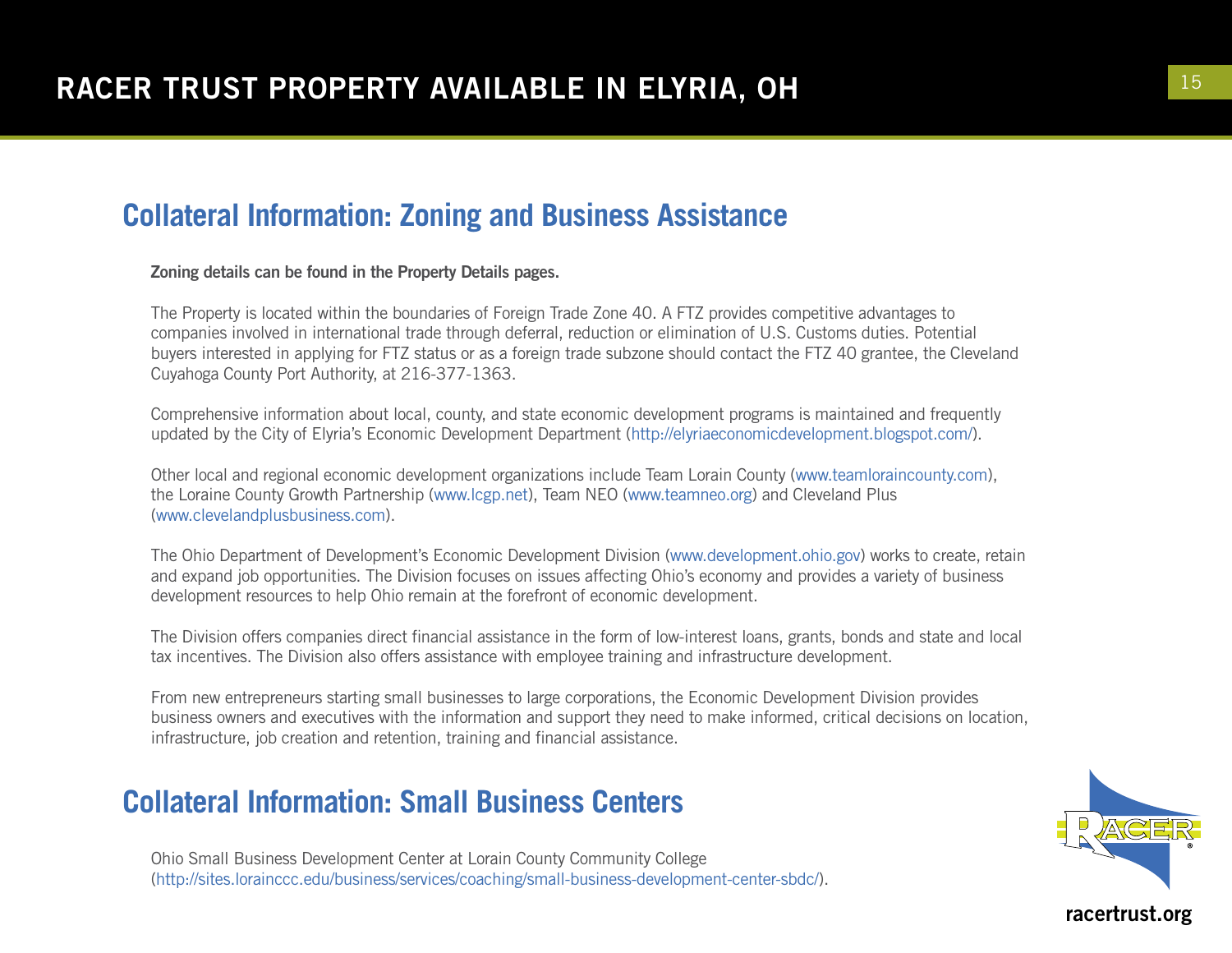# RACER TRUST PROPERTY AVAILABLE IN ELYRIA, OH

## Collateral Information: Zoning and Business Assistance

**Zoning details can be found in the Property Details pages.**

The Property is located within the boundaries of Foreign Trade Zone 40. A FTZ provides competitive advantages to companies involved in international trade through deferral, reduction or elimination of U.S. Customs duties. Potential buyers interested in applying for FTZ status or as a foreign trade subzone should contact the FTZ 40 grantee, the Cleveland Cuyahoga County Port Authority, at 216-377-1363.

Comprehensive information about local, county, and state economic development programs is maintained and frequently updated by the City of Elyria's Economic Development Department (http://elyriaeconomicdevelopment.blogspot.com/).

Other local and regional economic development organizations include Team Lorain County (www.teamloraincounty.com), the Loraine County Growth Partnership (www.lcgp.net), Team NEO (www.teamneo.org) and Cleveland Plus (www.clevelandplusbusiness.com).

The Ohio Department of Development's Economic Development Division (www.development.ohio.gov) works to create, retain and expand job opportunities. The Division focuses on issues affecting Ohio's economy and provides a variety of business development resources to help Ohio remain at the forefront of economic development.

The Division offers companies direct financial assistance in the form of low-interest loans, grants, bonds and state and local tax incentives. The Division also offers assistance with employee training and infrastructure development.

From new entrepreneurs starting small businesses to large corporations, the Economic Development Division provides business owners and executives with the information and support they need to make informed, critical decisions on location, infrastructure, job creation and retention, training and financial assistance.

## Collateral Information: Small Business Centers

Ohio Small Business Development Center at Lorain County Community College (http://sites.lorainccc.edu/business/services/coaching/small-business-development-center-sbdc/).

racertrust.org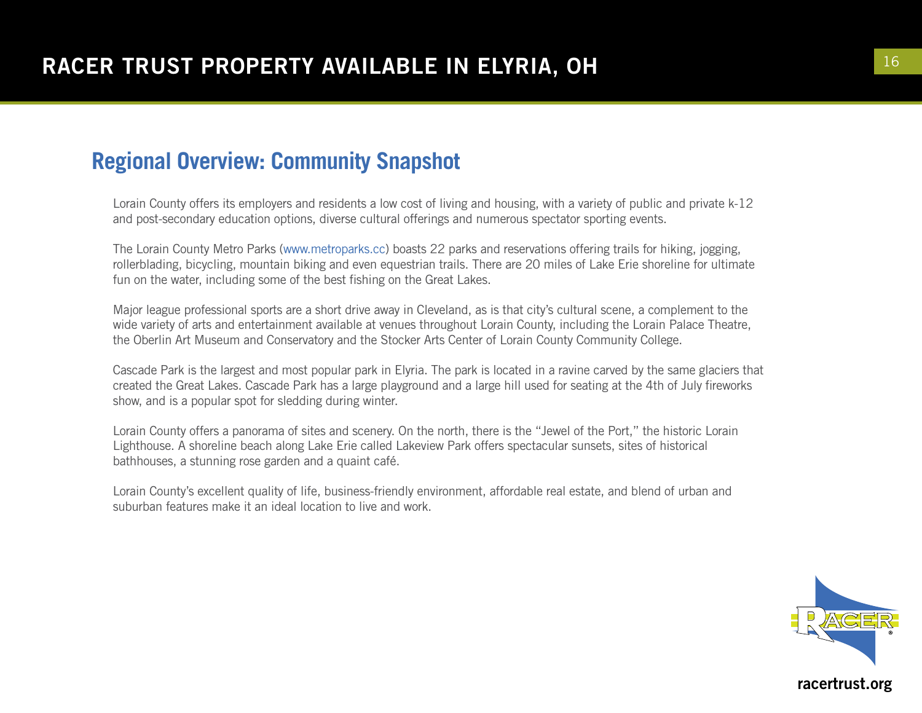## Regional Overview: Community Snapshot

Lorain County offers its employers and residents a low cost of living and housing, with a variety of public and private k-12 and post-secondary education options, diverse cultural offerings and numerous spectator sporting events.

The Lorain County Metro Parks (www.metroparks.cc) boasts 22 parks and reservations offering trails for hiking, jogging, rollerblading, bicycling, mountain biking and even equestrian trails. There are 20 miles of Lake Erie shoreline for ultimate fun on the water, including some of the best fishing on the Great Lakes.

Major league professional sports are a short drive away in Cleveland, as is that city's cultural scene, a complement to the wide variety of arts and entertainment available at venues throughout Lorain County, including the Lorain Palace Theatre, the Oberlin Art Museum and Conservatory and the Stocker Arts Center of Lorain County Community College.

Cascade Park is the largest and most popular park in Elyria. The park is located in a ravine carved by the same glaciers that created the Great Lakes. Cascade Park has a large playground and a large hill used for seating at the 4th of July fireworks show, and is a popular spot for sledding during winter.

Lorain County offers a panorama of sites and scenery. On the north, there is the "Jewel of the Port," the historic Lorain Lighthouse. A shoreline beach along Lake Erie called Lakeview Park offers spectacular sunsets, sites of historical bathhouses, a stunning rose garden and a quaint café.

Lorain County's excellent quality of life, business-friendly environment, affordable real estate, and blend of urban and suburban features make it an ideal location to live and work.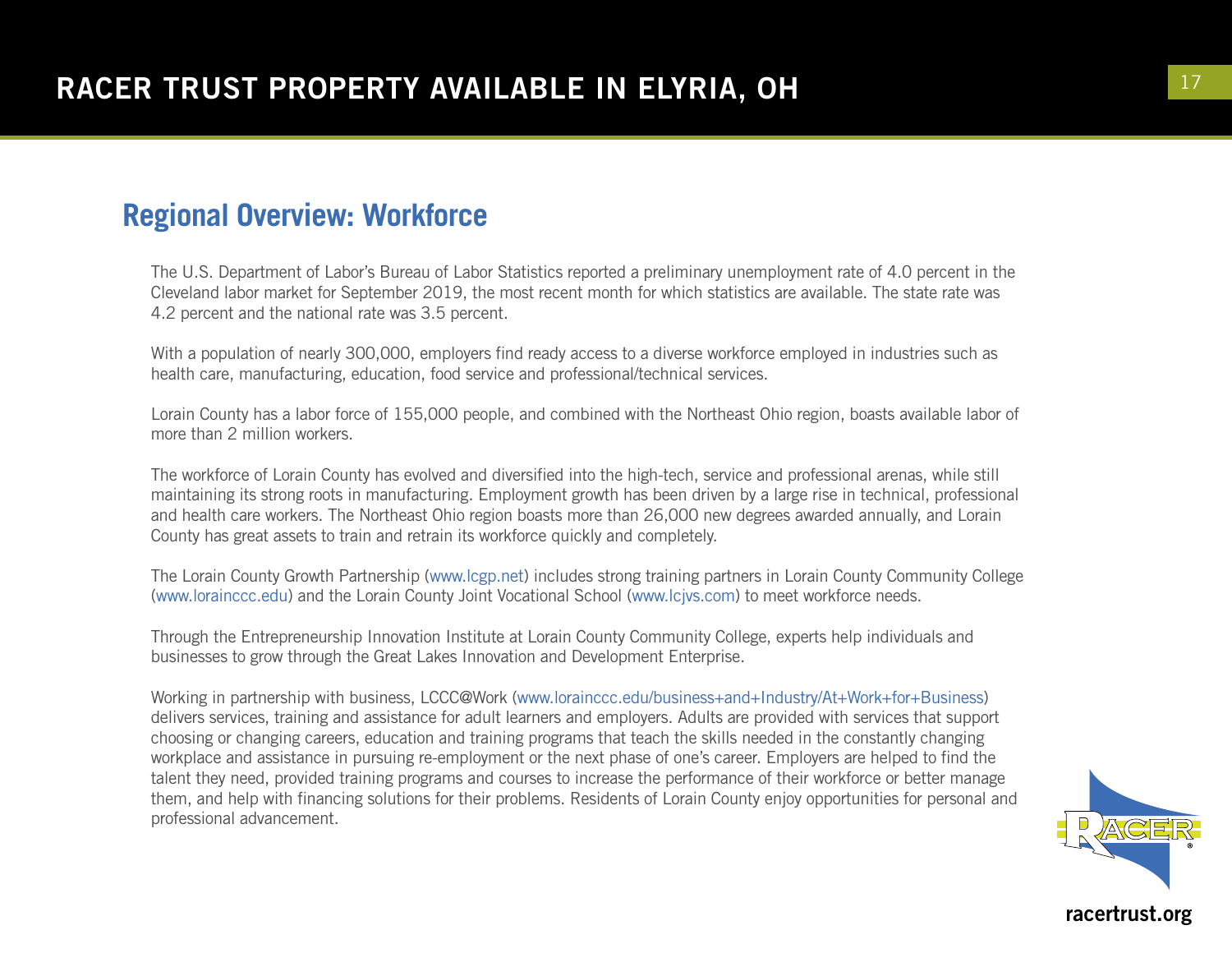## Regional Overview: Workforce

The U.S. Department of Labor's Bureau of Labor Statistics reported a preliminary unemployment rate of 4.0 percent in the Cleveland labor market for September 2019, the most recent month for which statistics are available. The state rate was 4.2 percent and the national rate was 3.5 percent.

With a population of nearly 300,000, employers find ready access to a diverse workforce employed in industries such as health care, manufacturing, education, food service and professional/technical services.

Lorain County has a labor force of 155,000 people, and combined with the Northeast Ohio region, boasts available labor of more than 2 million workers.

The workforce of Lorain County has evolved and diversified into the high-tech, service and professional arenas, while still maintaining its strong roots in manufacturing. Employment growth has been driven by a large rise in technical, professional and health care workers. The Northeast Ohio region boasts more than 26,000 new degrees awarded annually, and Lorain County has great assets to train and retrain its workforce quickly and completely.

The Lorain County Growth Partnership (www.lcgp.net) includes strong training partners in Lorain County Community College (www.lorainccc.edu) and the Lorain County Joint Vocational School (www.lcjvs.com) to meet workforce needs.

Through the Entrepreneurship Innovation Institute at Lorain County Community College, experts help individuals and businesses to grow through the Great Lakes Innovation and Development Enterprise.

Working in partnership with business, LCCC@Work (www.lorainccc.edu/business+and+Industry/At+Work+for+Business) delivers services, training and assistance for adult learners and employers. Adults are provided with services that support choosing or changing careers, education and training programs that teach the skills needed in the constantly changing workplace and assistance in pursuing re-employment or the next phase of one's career. Employers are helped to find the talent they need, provided training programs and courses to increase the performance of their workforce or better manage them, and help with financing solutions for their problems. Residents of Lorain County enjoy opportunities for personal and professional advancement.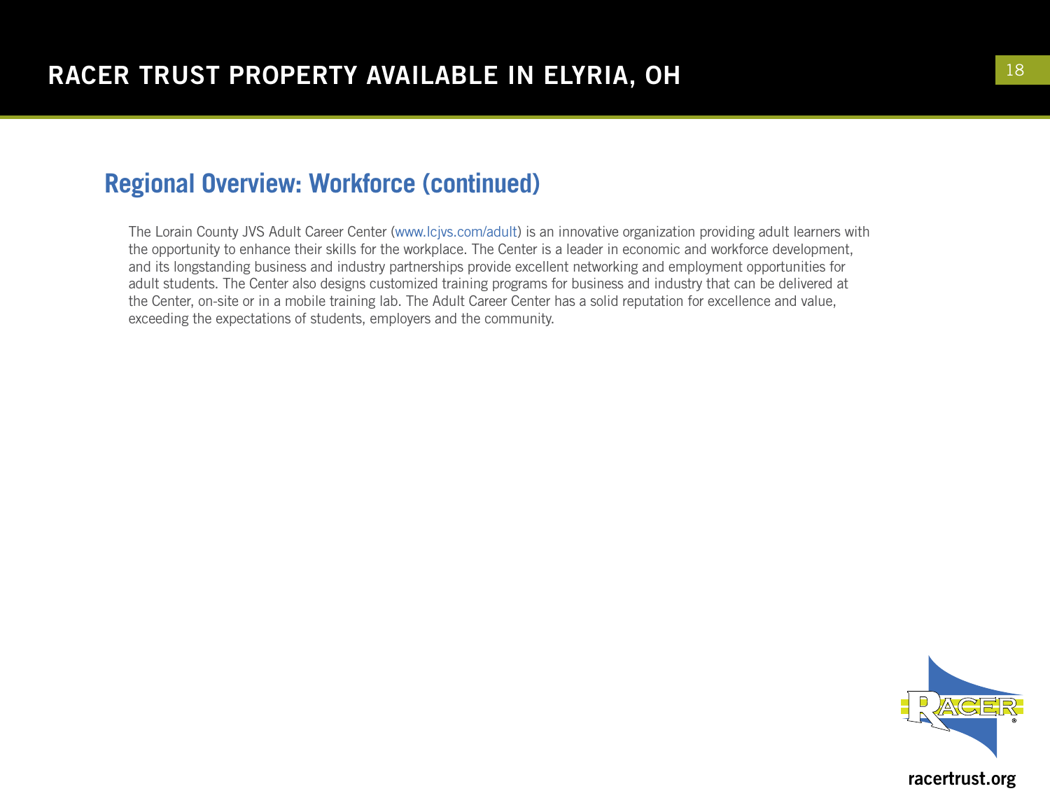## Regional Overview: Workforce (continued)

The Lorain County JVS Adult Career Center (www.lcjvs.com/adult) is an innovative organization providing adult learners with the opportunity to enhance their skills for the workplace. The Center is a leader in economic and workforce development, and its longstanding business and industry partnerships provide excellent networking and employment opportunities for adult students. The Center also designs customized training programs for business and industry that can be delivered at the Center, on-site or in a mobile training lab. The Adult Career Center has a solid reputation for excellence and value, exceeding the expectations of students, employers and the community.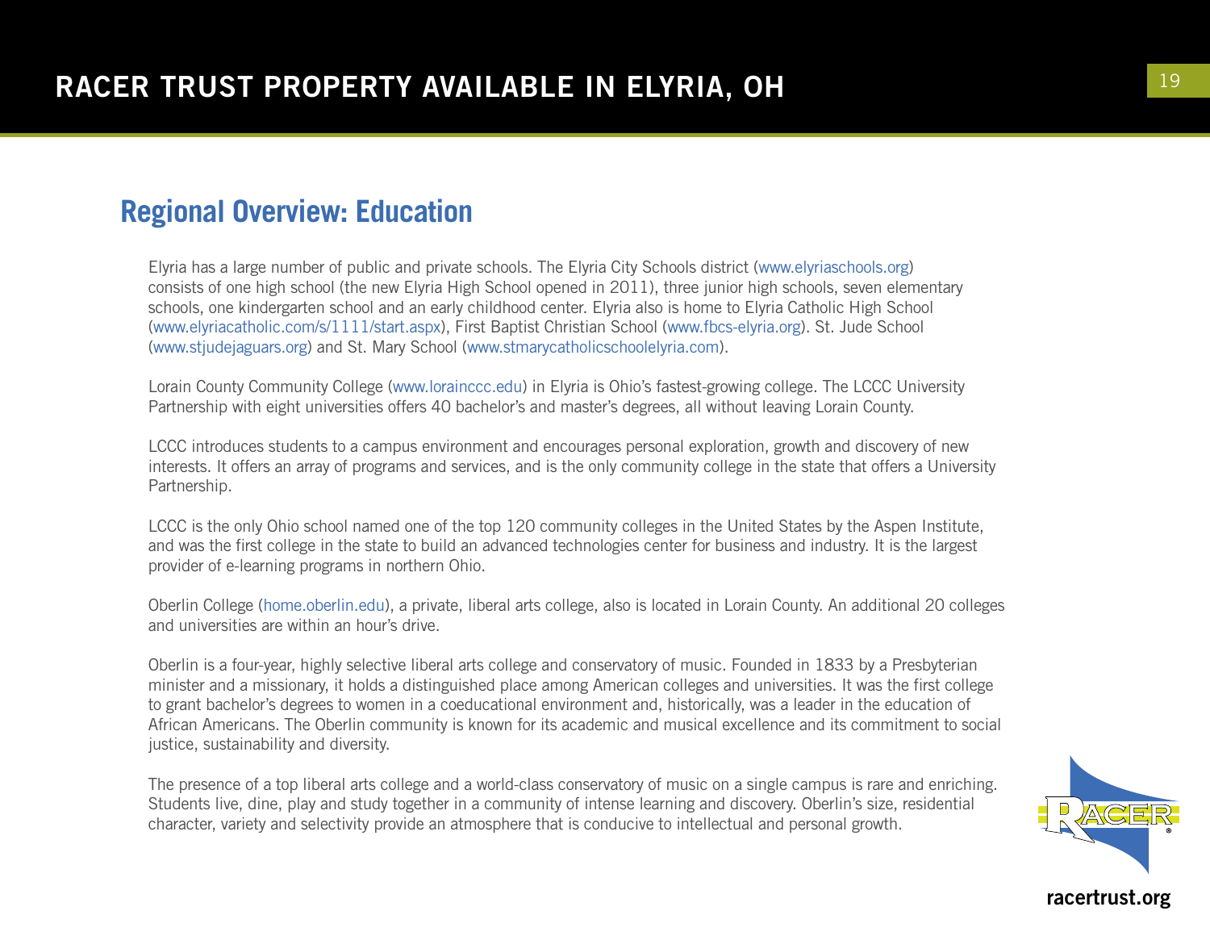## Regional Overview: Education

Elyria has a large number of public and private schools. The Elyria City Schools district (www.elyriaschools.org) consists of one high school (the new Elyria High School opened in 2011), three junior high schools, seven elementary schools, one kindergarten school and an early childhood center. Elyria also is home to Elyria Catholic High School (www.elyriacatholic.com/s/1111/start.aspx), First Baptist Christian School (www.fbcs-elyria.org). St. Jude School (www.stjudejaguars.org) and St. Mary School (www.stmarycatholicschoolelyria.com).

Lorain County Community College (www.lorainccc.edu) in Elyria is Ohio's fastest-growing college. The LCCC University Partnership with eight universities offers 40 bachelor's and master's degrees, all without leaving Lorain County.

LCCC introduces students to a campus environment and encourages personal exploration, growth and discovery of new interests. It offers an array of programs and services, and is the only community college in the state that offers a University Partnership.

LCCC is the only Ohio school named one of the top 120 community colleges in the United States by the Aspen Institute, and was the first college in the state to build an advanced technologies center for business and industry. It is the largest provider of e-learning programs in northern Ohio.

Oberlin College (home.oberlin.edu), a private, liberal arts college, also is located in Lorain County. An additional 20 colleges and universities are within an hour's drive.

Oberlin is a four-year, highly selective liberal arts college and conservatory of music. Founded in 1833 by a Presbyterian minister and a missionary, it holds a distinguished place among American colleges and universities. It was the first college to grant bachelor's degrees to women in a coeducational environment and, historically, was a leader in the education of African Americans. The Oberlin community is known for its academic and musical excellence and its commitment to social justice, sustainability and diversity.

The presence of a top liberal arts college and a world-class conservatory of music on a single campus is rare and enriching. Students live, dine, play and study together in a community of intense learning and discovery. Oberlin's size, residential character, variety and selectivity provide an atmosphere that is conducive to intellectual and personal growth.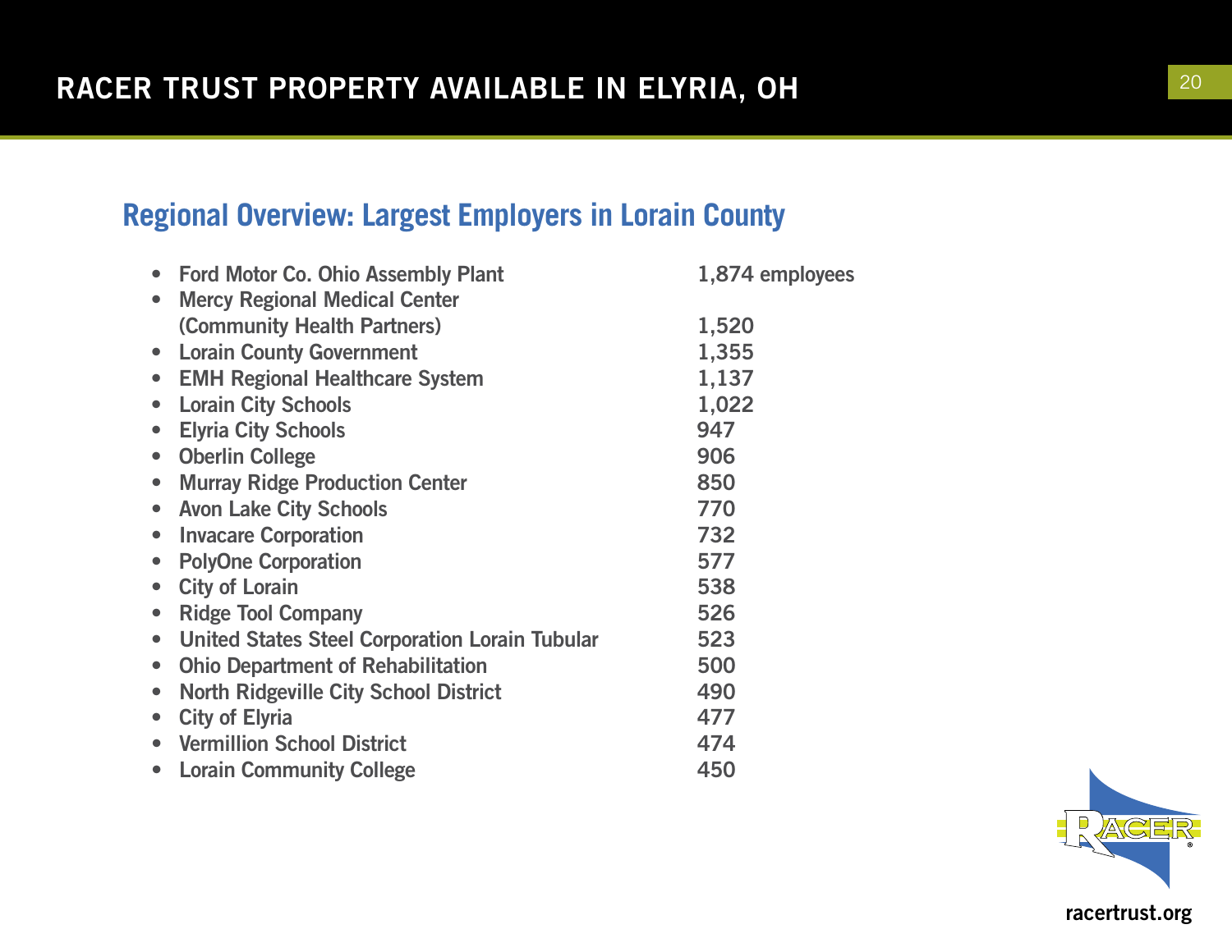# RACER TRUST PROPERTY AVAILABLE IN ELYRIA, OH

## Regional Overview: Largest Employers in Lorain County

- Ford Motor Co. Ohio Assembly Plant 1,874 employees
- Mercy Regional Medical Center (Community Health Partners) 1,520
- Lorain County Government 1,355
- EMH Regional Healthcare System 1,137
- Lorain City Schools 1,022
- Elyria City Schools 947
- Oberlin College 906
- Murray Ridge Production Center 850
- Avon Lake City Schools 770
- Invacare Corporation 732
- PolyOne Corporation 577
- City of Lorain 538
- Ridge Tool Company 526
- United States Steel Corporation Lorain Tubular 523
- Ohio Department of Rehabilitation 500
- North Ridgeville City School District 490
- City of Elyria 477
- Vermillion School District 474
- Lorain Community College 450

racertrust.org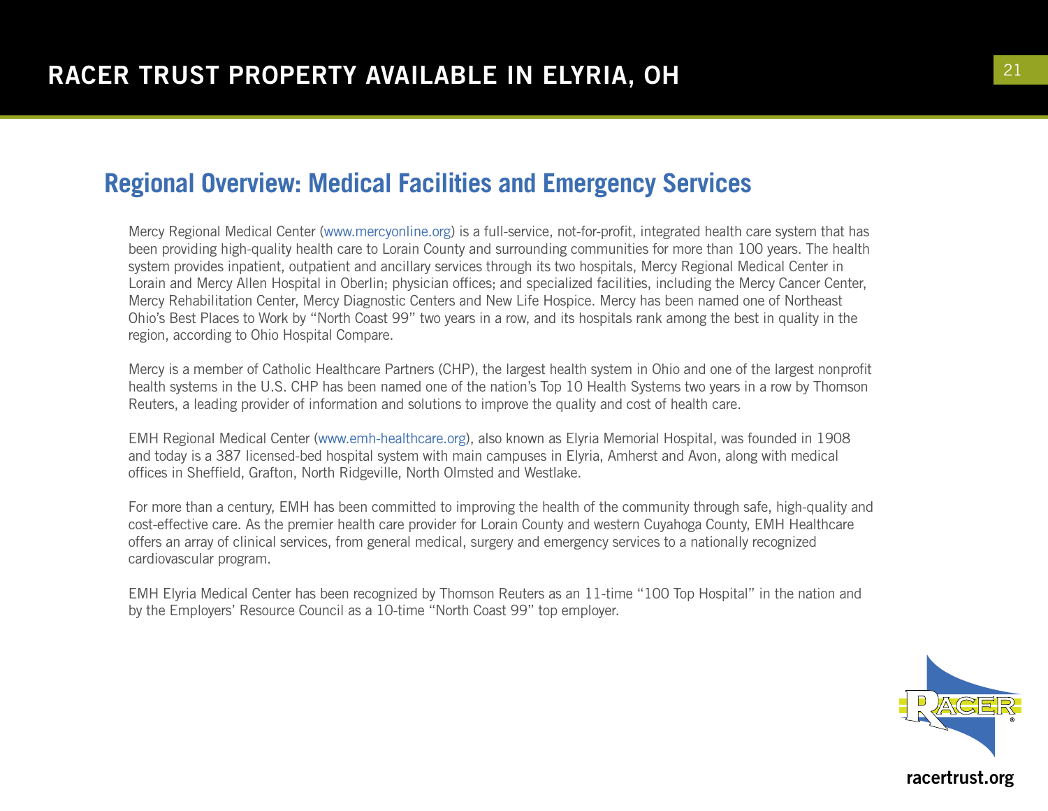## Regional Overview: Medical Facilities and Emergency Services

Mercy Regional Medical Center (www.mercyonline.org) is a full-service, not-for-profit, integrated health care system that has been providing high-quality health care to Lorain County and surrounding communities for more than 100 years. The health system provides inpatient, outpatient and ancillary services through its two hospitals, Mercy Regional Medical Center in Lorain and Mercy Allen Hospital in Oberlin; physician offices; and specialized facilities, including the Mercy Cancer Center, Mercy Rehabilitation Center, Mercy Diagnostic Centers and New Life Hospice. Mercy has been named one of Northeast Ohio's Best Places to Work by "North Coast 99" two years in a row, and its hospitals rank among the best in quality in the region, according to Ohio Hospital Compare.

Mercy is a member of Catholic Healthcare Partners (CHP), the largest health system in Ohio and one of the largest nonprofit health systems in the U.S. CHP has been named one of the nation's Top 10 Health Systems two years in a row by Thomson Reuters, a leading provider of information and solutions to improve the quality and cost of health care.

EMH Regional Medical Center (www.emh-healthcare.org), also known as Elyria Memorial Hospital, was founded in 1908 and today is a 387 licensed-bed hospital system with main campuses in Elyria, Amherst and Avon, along with medical offices in Sheffield, Grafton, North Ridgeville, North Olmsted and Westlake.

For more than a century, EMH has been committed to improving the health of the community through safe, high-quality and cost-effective care. As the premier health care provider for Lorain County and western Cuyahoga County, EMH Healthcare offers an array of clinical services, from general medical, surgery and emergency services to a nationally recognized cardiovascular program.

EMH Elyria Medical Center has been recognized by Thomson Reuters as an 11-time "100 Top Hospital" in the nation and by the Employers' Resource Council as a 10-time "North Coast 99" top employer.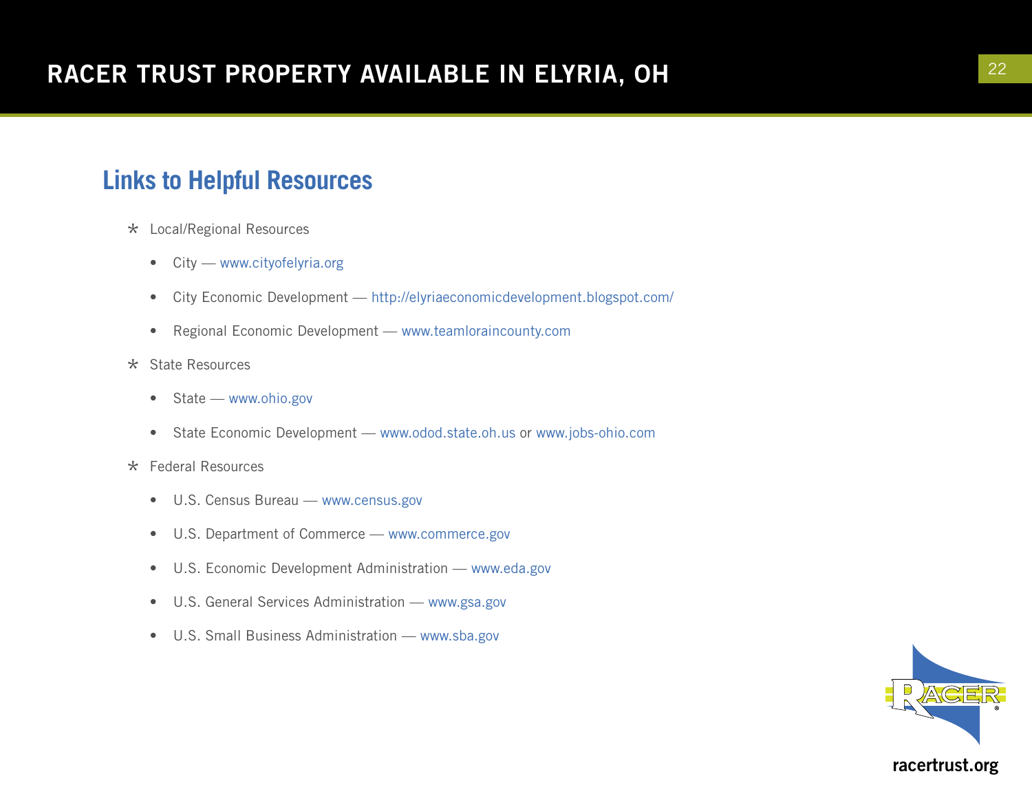## Links to Helpful Resources

- Local/Regional Resources
  - City — www.cityofelyria.org
  - City Economic Development — http://elyriaeconomicdevelopment.blogspot.com/
  - Regional Economic Development — www.teamloraincounty.com
- State Resources
  - State — www.ohio.gov
  - State Economic Development — www.odod.state.oh.us or www.jobs-ohio.com
- Federal Resources
  - U.S. Census Bureau — www.census.gov
  - U.S. Department of Commerce — www.commerce.gov
  - U.S. Economic Development Administration — www.eda.gov
  - U.S. General Services Administration — www.gsa.gov
  - U.S. Small Business Administration — www.sba.gov

racertrust.org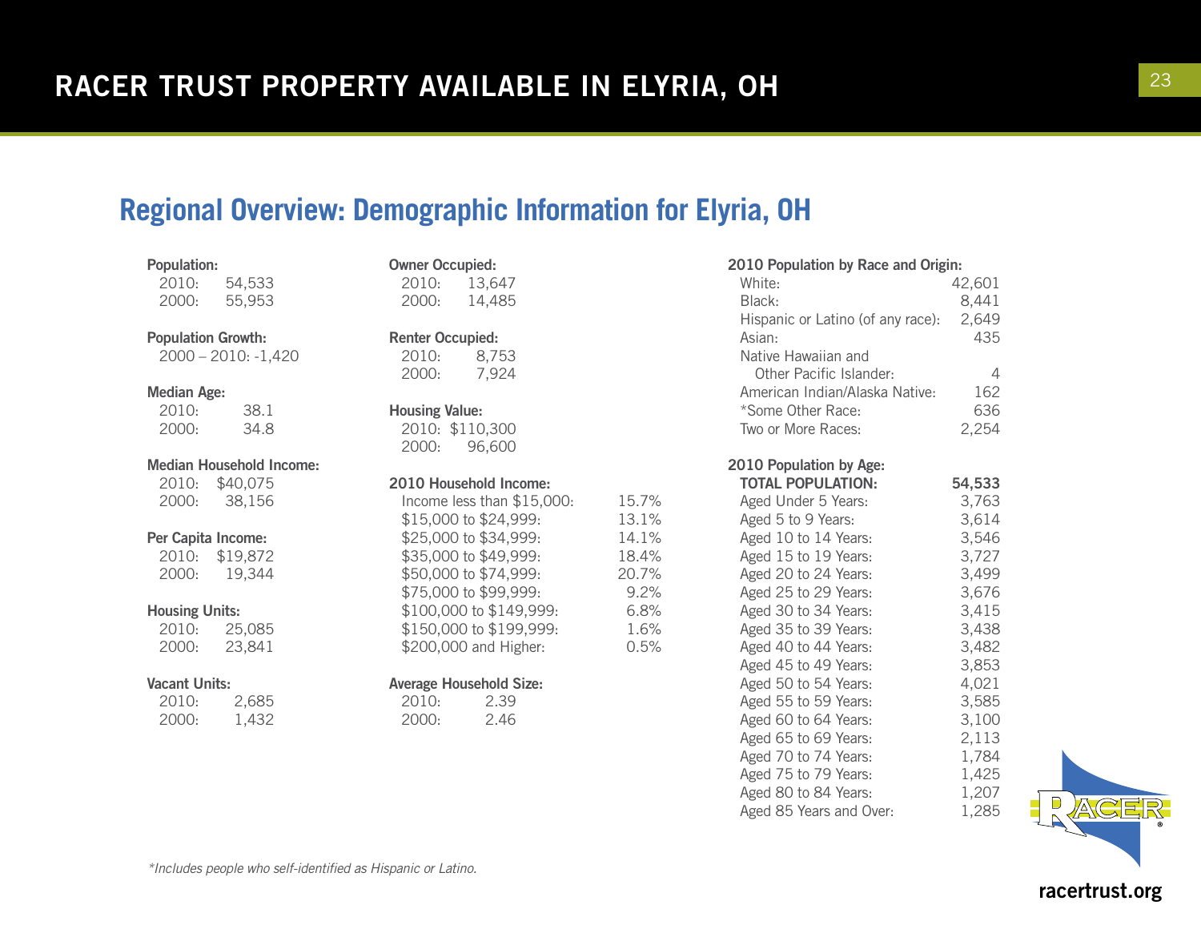# RACER TRUST PROPERTY AVAILABLE IN ELYRIA, OH

## Regional Overview: Demographic Information for Elyria, OH

**Population:**

| | |
|---|---|
| 2010: | 54,533 |
| 2000: | 55,953 |

**Population Growth:**

2000 – 2010: -1,420

**Median Age:**

| | |
|---|---|
| 2010: | 38.1 |
| 2000: | 34.8 |

**Median Household Income:**

| | |
|---|---|
| 2010: | $40,075 |
| 2000: | 38,156 |

**Per Capita Income:**

| | |
|---|---|
| 2010: | $19,872 |
| 2000: | 19,344 |

**Housing Units:**

| | |
|---|---|
| 2010: | 25,085 |
| 2000: | 23,841 |

**Vacant Units:**

| | |
|---|---|
| 2010: | 2,685 |
| 2000: | 1,432 |

**Owner Occupied:**

| | |
|---|---|
| 2010: | 13,647 |
| 2000: | 14,485 |

**Renter Occupied:**

| | |
|---|---|
| 2010: | 8,753 |
| 2000: | 7,924 |

**Housing Value:**

| | |
|---|---|
| 2010: | $110,300 |
| 2000: | 96,600 |

**2010 Household Income:**

| | |
|---|---|
| Income less than $15,000: | 15.7% |
| $15,000 to $24,999: | 13.1% |
| $25,000 to $34,999: | 14.1% |
| $35,000 to $49,999: | 18.4% |
| $50,000 to $74,999: | 20.7% |
| $75,000 to $99,999: | 9.2% |
| $100,000 to $149,999: | 6.8% |
| $150,000 to $199,999: | 1.6% |
| $200,000 and Higher: | 0.5% |

**Average Household Size:**

| | |
|---|---|
| 2010: | 2.39 |
| 2000: | 2.46 |

**2010 Population by Race and Origin:**

| | |
|---|---|
| White: | 42,601 |
| Black: | 8,441 |
| Hispanic or Latino (of any race): | 2,649 |
| Asian: | 435 |
| Native Hawaiian and Other Pacific Islander: | 4 |
| American Indian/Alaska Native: | 162 |
| *Some Other Race: | 636 |
| Two or More Races: | 2,254 |

**2010 Population by Age:**

| | |
|---|---|
| **TOTAL POPULATION:** | **54,533** |
| Aged Under 5 Years: | 3,763 |
| Aged 5 to 9 Years: | 3,614 |
| Aged 10 to 14 Years: | 3,546 |
| Aged 15 to 19 Years: | 3,727 |
| Aged 20 to 24 Years: | 3,499 |
| Aged 25 to 29 Years: | 3,676 |
| Aged 30 to 34 Years: | 3,415 |
| Aged 35 to 39 Years: | 3,438 |
| Aged 40 to 44 Years: | 3,482 |
| Aged 45 to 49 Years: | 3,853 |
| Aged 50 to 54 Years: | 4,021 |
| Aged 55 to 59 Years: | 3,585 |
| Aged 60 to 64 Years: | 3,100 |
| Aged 65 to 69 Years: | 2,113 |
| Aged 70 to 74 Years: | 1,784 |
| Aged 75 to 79 Years: | 1,425 |
| Aged 80 to 84 Years: | 1,207 |
| Aged 85 Years and Over: | 1,285 |

*\*Includes people who self-identified as Hispanic or Latino.*

racertrust.org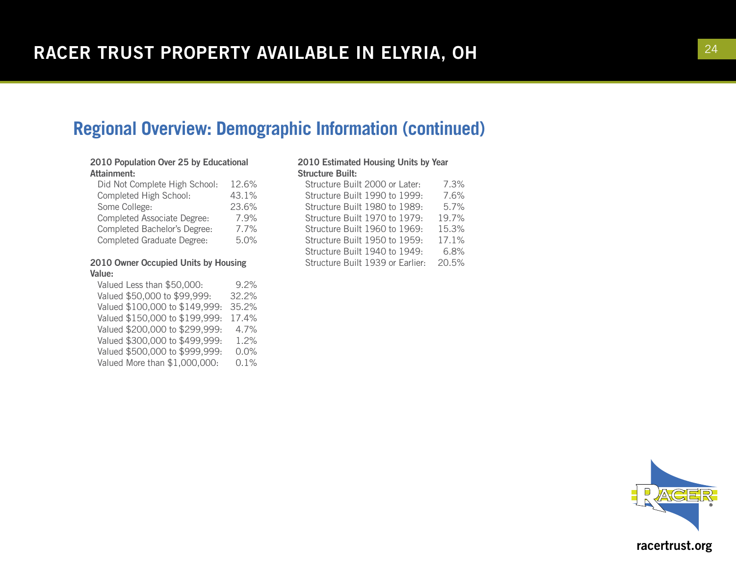## Regional Overview: Demographic Information (continued)

**2010 Population Over 25 by Educational Attainment:**

| | |
|---|---|
| Did Not Complete High School: | 12.6% |
| Completed High School: | 43.1% |
| Some College: | 23.6% |
| Completed Associate Degree: | 7.9% |
| Completed Bachelor's Degree: | 7.7% |
| Completed Graduate Degree: | 5.0% |

**2010 Owner Occupied Units by Housing Value:**

| | |
|---|---|
| Valued Less than $50,000: | 9.2% |
| Valued $50,000 to $99,999: | 32.2% |
| Valued $100,000 to $149,999: | 35.2% |
| Valued $150,000 to $199,999: | 17.4% |
| Valued $200,000 to $299,999: | 4.7% |
| Valued $300,000 to $499,999: | 1.2% |
| Valued $500,000 to $999,999: | 0.0% |
| Valued More than $1,000,000: | 0.1% |

**2010 Estimated Housing Units by Year Structure Built:**

| | |
|---|---|
| Structure Built 2000 or Later: | 7.3% |
| Structure Built 1990 to 1999: | 7.6% |
| Structure Built 1980 to 1989: | 5.7% |
| Structure Built 1970 to 1979: | 19.7% |
| Structure Built 1960 to 1969: | 15.3% |
| Structure Built 1950 to 1959: | 17.1% |
| Structure Built 1940 to 1949: | 6.8% |
| Structure Built 1939 or Earlier: | 20.5% |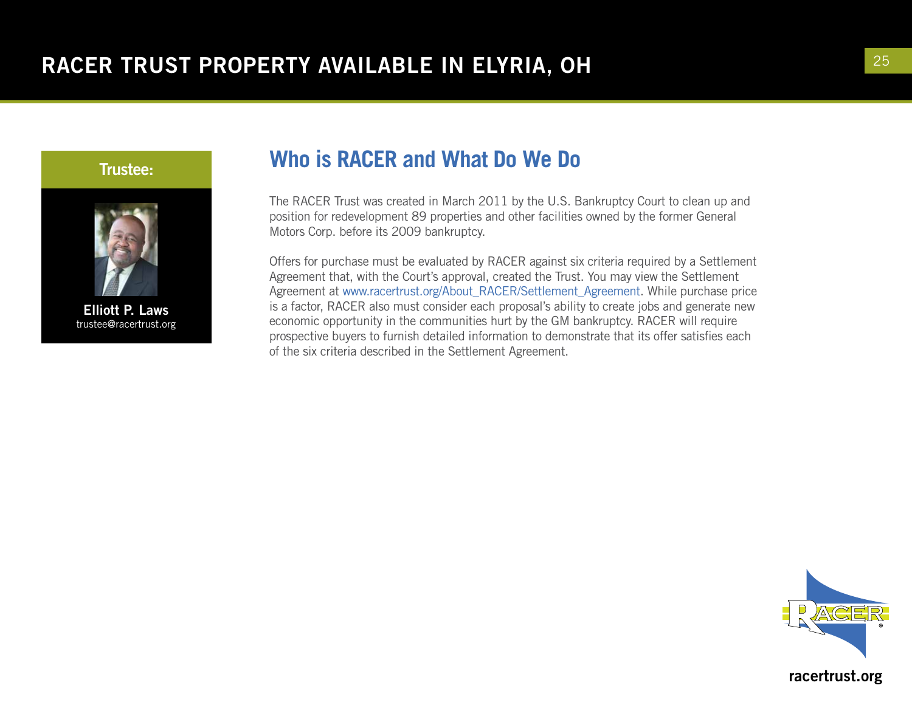# RACER TRUST PROPERTY AVAILABLE IN ELYRIA, OH

**Trustee:**

**Elliott P. Laws**
trustee@racertrust.org

## Who is RACER and What Do We Do

The RACER Trust was created in March 2011 by the U.S. Bankruptcy Court to clean up and position for redevelopment 89 properties and other facilities owned by the former General Motors Corp. before its 2009 bankruptcy.

Offers for purchase must be evaluated by RACER against six criteria required by a Settlement Agreement that, with the Court's approval, created the Trust. You may view the Settlement Agreement at www.racertrust.org/About_RACER/Settlement_Agreement. While purchase price is a factor, RACER also must consider each proposal's ability to create jobs and generate new economic opportunity in the communities hurt by the GM bankruptcy. RACER will require prospective buyers to furnish detailed information to demonstrate that its offer satisfies each of the six criteria described in the Settlement Agreement.

racertrust.org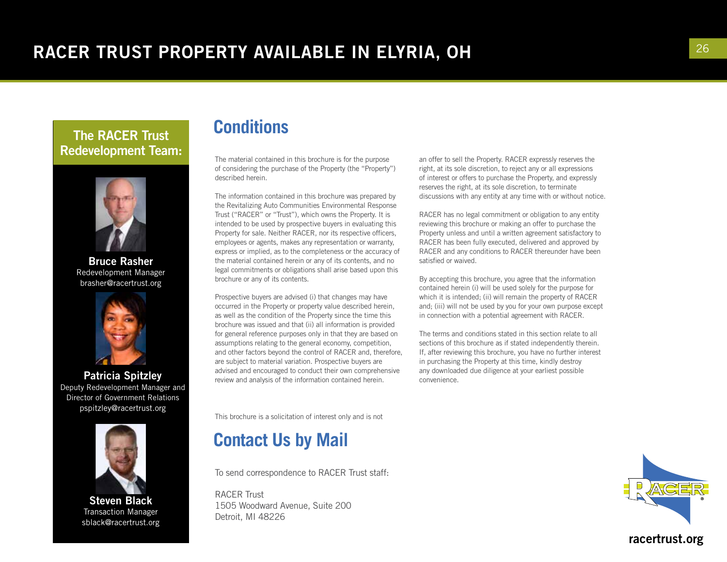# RACER TRUST PROPERTY AVAILABLE IN ELYRIA, OH

## The RACER Trust Redevelopment Team:

**Bruce Rasher**
Redevelopment Manager
brasher@racertrust.org

**Patricia Spitzley**
Deputy Redevelopment Manager and Director of Government Relations
pspitzley@racertrust.org

**Steven Black**
Transaction Manager
sblack@racertrust.org

## Conditions

The material contained in this brochure is for the purpose of considering the purchase of the Property (the "Property") described herein.

The information contained in this brochure was prepared by the Revitalizing Auto Communities Environmental Response Trust ("RACER" or "Trust"), which owns the Property. It is intended to be used by prospective buyers in evaluating this Property for sale. Neither RACER, nor its respective officers, employees or agents, makes any representation or warranty, express or implied, as to the completeness or the accuracy of the material contained herein or any of its contents, and no legal commitments or obligations shall arise based upon this brochure or any of its contents.

Prospective buyers are advised (i) that changes may have occurred in the Property or property value described herein, as well as the condition of the Property since the time this brochure was issued and that (ii) all information is provided for general reference purposes only in that they are based on assumptions relating to the general economy, competition, and other factors beyond the control of RACER and, therefore, are subject to material variation. Prospective buyers are advised and encouraged to conduct their own comprehensive review and analysis of the information contained herein.

This brochure is a solicitation of interest only and is not an offer to sell the Property. RACER expressly reserves the right, at its sole discretion, to reject any or all expressions of interest or offers to purchase the Property, and expressly reserves the right, at its sole discretion, to terminate discussions with any entity at any time with or without notice.

RACER has no legal commitment or obligation to any entity reviewing this brochure or making an offer to purchase the Property unless and until a written agreement satisfactory to RACER has been fully executed, delivered and approved by RACER and any conditions to RACER thereunder have been satisfied or waived.

By accepting this brochure, you agree that the information contained herein (i) will be used solely for the purpose for which it is intended; (ii) will remain the property of RACER and; (iii) will not be used by you for your own purpose except in connection with a potential agreement with RACER.

The terms and conditions stated in this section relate to all sections of this brochure as if stated independently therein. If, after reviewing this brochure, you have no further interest in purchasing the Property at this time, kindly destroy any downloaded due diligence at your earliest possible convenience.

## Contact Us by Mail

To send correspondence to RACER Trust staff:

RACER Trust
1505 Woodward Avenue, Suite 200
Detroit, MI 48226

racertrust.org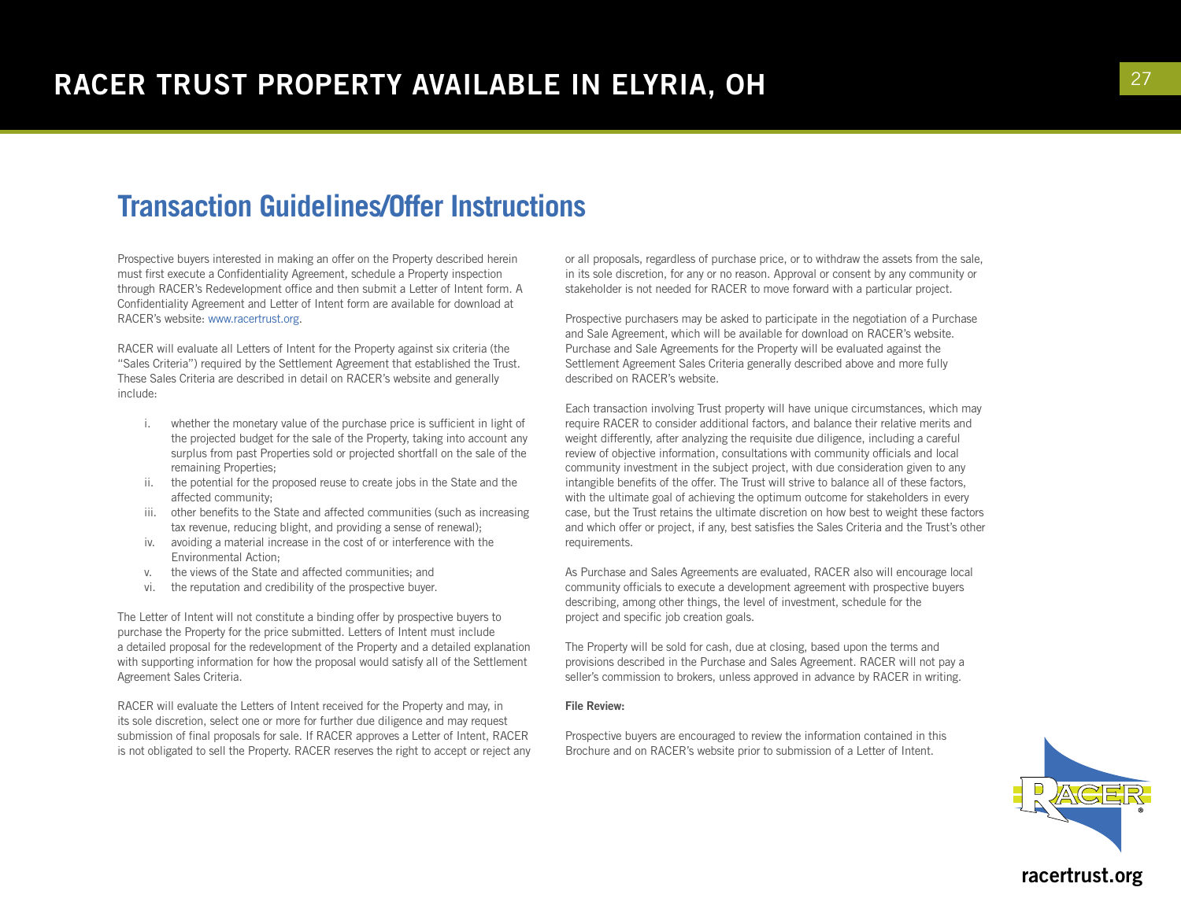## Transaction Guidelines/Offer Instructions

Prospective buyers interested in making an offer on the Property described herein must first execute a Confidentiality Agreement, schedule a Property inspection through RACER's Redevelopment office and then submit a Letter of Intent form. A Confidentiality Agreement and Letter of Intent form are available for download at RACER's website: www.racertrust.org.

RACER will evaluate all Letters of Intent for the Property against six criteria (the "Sales Criteria") required by the Settlement Agreement that established the Trust. These Sales Criteria are described in detail on RACER's website and generally include:

i. whether the monetary value of the purchase price is sufficient in light of the projected budget for the sale of the Property, taking into account any surplus from past Properties sold or projected shortfall on the sale of the remaining Properties;
ii. the potential for the proposed reuse to create jobs in the State and the affected community;
iii. other benefits to the State and affected communities (such as increasing tax revenue, reducing blight, and providing a sense of renewal);
iv. avoiding a material increase in the cost of or interference with the Environmental Action;
v. the views of the State and affected communities; and
vi. the reputation and credibility of the prospective buyer.

The Letter of Intent will not constitute a binding offer by prospective buyers to purchase the Property for the price submitted. Letters of Intent must include a detailed proposal for the redevelopment of the Property and a detailed explanation with supporting information for how the proposal would satisfy all of the Settlement Agreement Sales Criteria.

RACER will evaluate the Letters of Intent received for the Property and may, in its sole discretion, select one or more for further due diligence and may request submission of final proposals for sale. If RACER approves a Letter of Intent, RACER is not obligated to sell the Property. RACER reserves the right to accept or reject any or all proposals, regardless of purchase price, or to withdraw the assets from the sale, in its sole discretion, for any or no reason. Approval or consent by any community or stakeholder is not needed for RACER to move forward with a particular project.

Prospective purchasers may be asked to participate in the negotiation of a Purchase and Sale Agreement, which will be available for download on RACER's website. Purchase and Sale Agreements for the Property will be evaluated against the Settlement Agreement Sales Criteria generally described above and more fully described on RACER's website.

Each transaction involving Trust property will have unique circumstances, which may require RACER to consider additional factors, and balance their relative merits and weight differently, after analyzing the requisite due diligence, including a careful review of objective information, consultations with community officials and local community investment in the subject project, with due consideration given to any intangible benefits of the offer. The Trust will strive to balance all of these factors, with the ultimate goal of achieving the optimum outcome for stakeholders in every case, but the Trust retains the ultimate discretion on how best to weight these factors and which offer or project, if any, best satisfies the Sales Criteria and the Trust's other requirements.

As Purchase and Sales Agreements are evaluated, RACER also will encourage local community officials to execute a development agreement with prospective buyers describing, among other things, the level of investment, schedule for the project and specific job creation goals.

The Property will be sold for cash, due at closing, based upon the terms and provisions described in the Purchase and Sales Agreement. RACER will not pay a seller's commission to brokers, unless approved in advance by RACER in writing.

**File Review:**

Prospective buyers are encouraged to review the information contained in this Brochure and on RACER's website prior to submission of a Letter of Intent.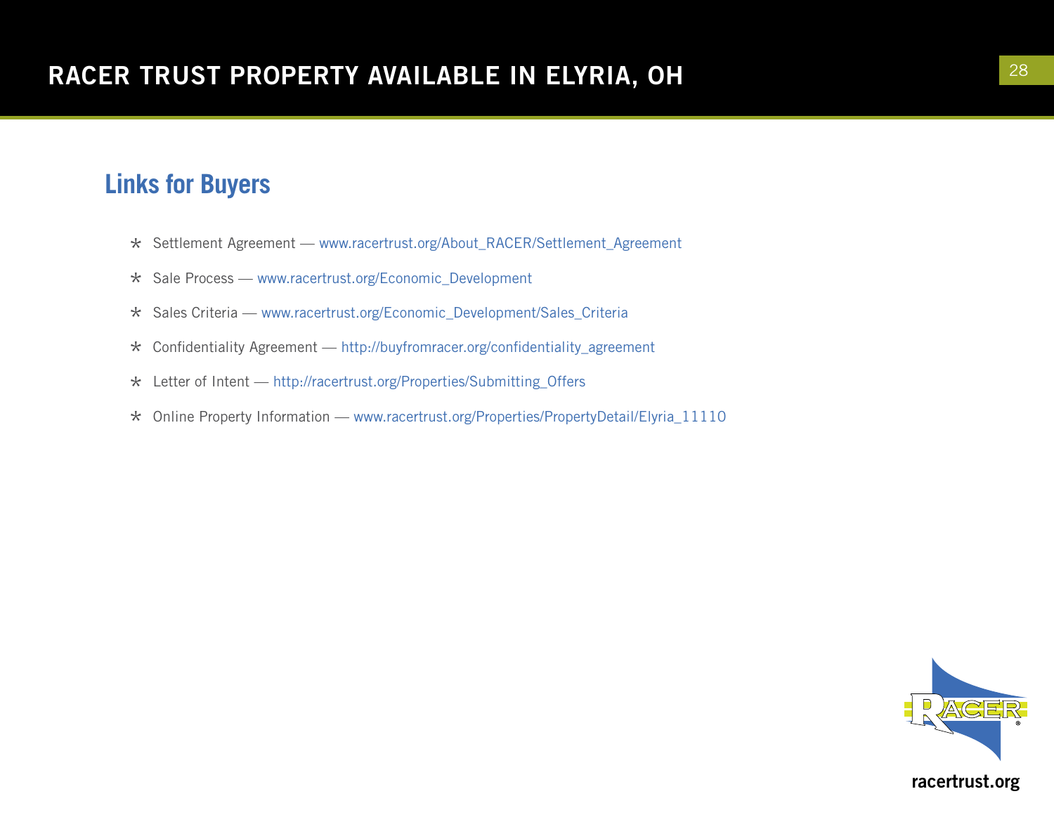## Links for Buyers

- Settlement Agreement — www.racertrust.org/About_RACER/Settlement_Agreement
- Sale Process — www.racertrust.org/Economic_Development
- Sales Criteria — www.racertrust.org/Economic_Development/Sales_Criteria
- Confidentiality Agreement — http://buyfromracer.org/confidentiality_agreement
- Letter of Intent — http://racertrust.org/Properties/Submitting_Offers
- Online Property Information — www.racertrust.org/Properties/PropertyDetail/Elyria_11110